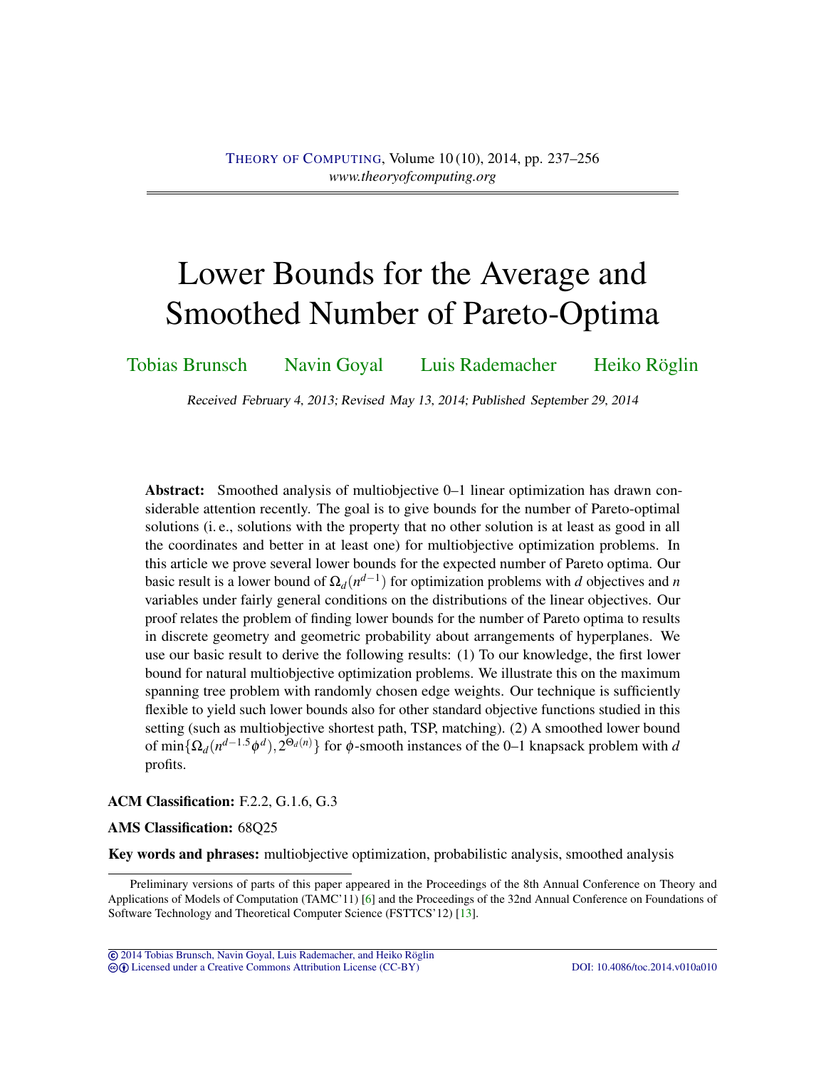# Lower Bounds for the Average and Smoothed Number of Pareto-Optima

Tobias Brunsch  Navin Goyal  Luis Rademacher  Heiko Röglin

*Received February 4, 2013; Revised May 13, 2014; Published September 29, 2014*

**Abstract:** Smoothed analysis of multiobjective 0–1 linear optimization has drawn considerable attention recently. The goal is to give bounds for the number of Pareto-optimal solutions (i. e., solutions with the property that no other solution is at least as good in all the coordinates and better in at least one) for multiobjective optimization problems. In this article we prove several lower bounds for the expected number of Pareto optima. Our basic result is a lower bound of $\Omega_d(n^{d-1})$ for optimization problems with $d$ objectives and $n$ variables under fairly general conditions on the distributions of the linear objectives. Our proof relates the problem of finding lower bounds for the number of Pareto optima to results in discrete geometry and geometric probability about arrangements of hyperplanes. We use our basic result to derive the following results: (1) To our knowledge, the first lower bound for natural multiobjective optimization problems. We illustrate this on the maximum spanning tree problem with randomly chosen edge weights. Our technique is sufficiently flexible to yield such lower bounds also for other standard objective functions studied in this setting (such as multiobjective shortest path, TSP, matching). (2) A smoothed lower bound of $\min\{\Omega_d(n^{d-1.5}\phi^d), 2^{\Theta_d(n)}\}$ for $\phi$-smooth instances of the 0–1 knapsack problem with $d$ profits.

**ACM Classification:** F.2.2, G.1.6, G.3

**AMS Classification:** 68Q25

**Key words and phrases:** multiobjective optimization, probabilistic analysis, smoothed analysis

Preliminary versions of parts of this paper appeared in the Proceedings of the 8th Annual Conference on Theory and Applications of Models of Computation (TAMC'11) [6] and the Proceedings of the 32nd Annual Conference on Foundations of Software Technology and Theoretical Computer Science (FSTTCS'12) [13].

© 2014 Tobias Brunsch, Navin Goyal, Luis Rademacher, and Heiko Röglin
Licensed under a Creative Commons Attribution License (CC-BY)  DOI: 10.4086/toc.2014.v010a010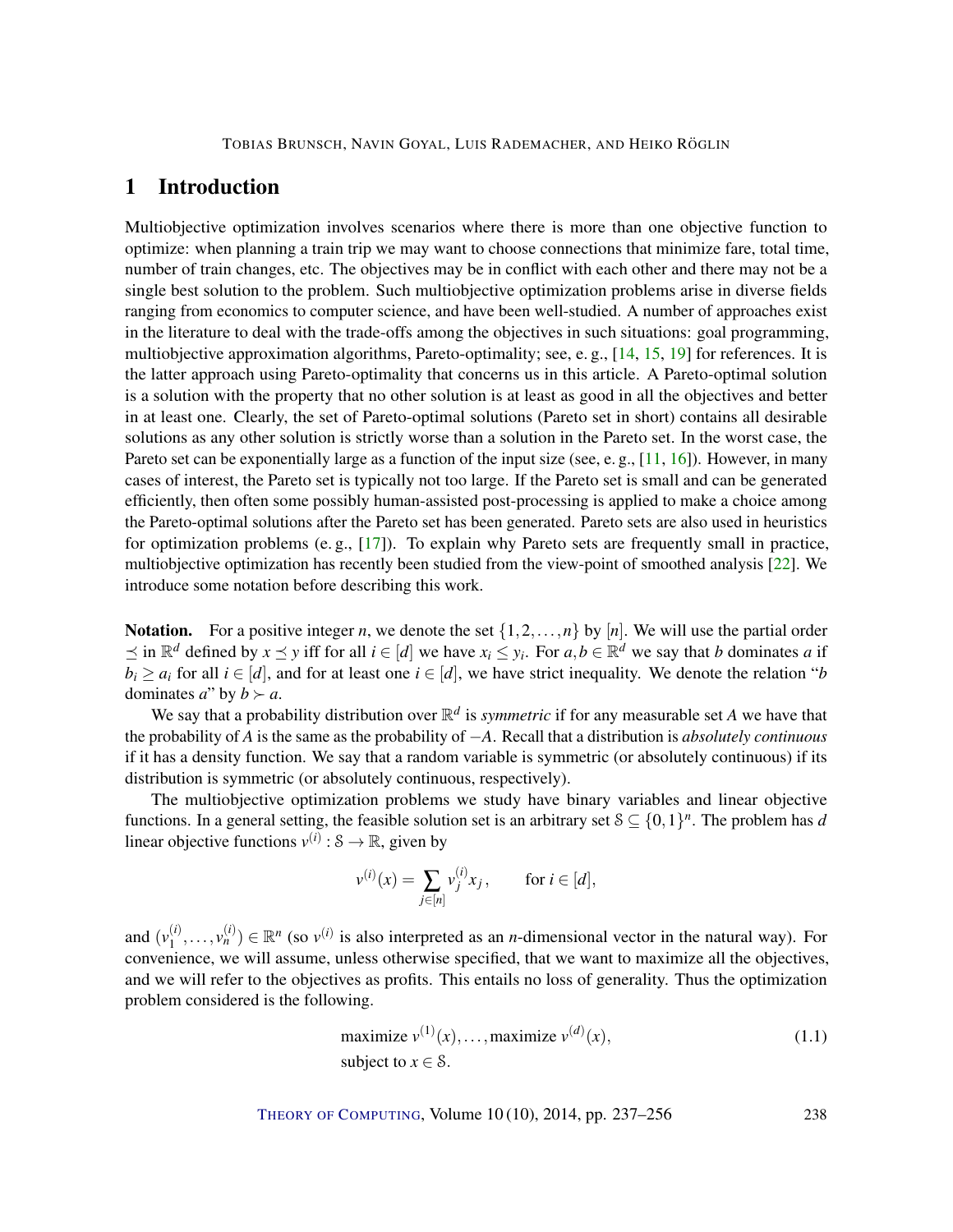# 1 Introduction

Multiobjective optimization involves scenarios where there is more than one objective function to optimize: when planning a train trip we may want to choose connections that minimize fare, total time, number of train changes, etc. The objectives may be in conflict with each other and there may not be a single best solution to the problem. Such multiobjective optimization problems arise in diverse fields ranging from economics to computer science, and have been well-studied. A number of approaches exist in the literature to deal with the trade-offs among the objectives in such situations: goal programming, multiobjective approximation algorithms, Pareto-optimality; see, e. g., [14, 15, 19] for references. It is the latter approach using Pareto-optimality that concerns us in this article. A Pareto-optimal solution is a solution with the property that no other solution is at least as good in all the objectives and better in at least one. Clearly, the set of Pareto-optimal solutions (Pareto set in short) contains all desirable solutions as any other solution is strictly worse than a solution in the Pareto set. In the worst case, the Pareto set can be exponentially large as a function of the input size (see, e. g., [11, 16]). However, in many cases of interest, the Pareto set is typically not too large. If the Pareto set is small and can be generated efficiently, then often some possibly human-assisted post-processing is applied to make a choice among the Pareto-optimal solutions after the Pareto set has been generated. Pareto sets are also used in heuristics for optimization problems (e. g., [17]). To explain why Pareto sets are frequently small in practice, multiobjective optimization has recently been studied from the view-point of smoothed analysis [22]. We introduce some notation before describing this work.

**Notation.** For a positive integer $n$, we denote the set $\{1,2,\dots,n\}$ by $[n]$. We will use the partial order $\preceq$ in $\mathbb{R}^d$ defined by $x \preceq y$ iff for all $i \in [d]$ we have $x_i \le y_i$. For $a,b \in \mathbb{R}^d$ we say that $b$ dominates $a$ if $b_i \ge a_i$ for all $i \in [d]$, and for at least one $i \in [d]$, we have strict inequality. We denote the relation "$b$ dominates $a$" by $b \succ a$.

We say that a probability distribution over $\mathbb{R}^d$ is *symmetric* if for any measurable set $A$ we have that the probability of $A$ is the same as the probability of $-A$. Recall that a distribution is *absolutely continuous* if it has a density function. We say that a random variable is symmetric (or absolutely continuous) if its distribution is symmetric (or absolutely continuous, respectively).

The multiobjective optimization problems we study have binary variables and linear objective functions. In a general setting, the feasible solution set is an arbitrary set $\mathcal{S} \subseteq \{0,1\}^n$. The problem has $d$ linear objective functions $v^{(i)} : \mathcal{S} \to \mathbb{R}$, given by

$$v^{(i)}(x) = \sum_{j \in [n]} v_j^{(i)} x_j \,, \qquad \text{for } i \in [d],$$

and $(v_1^{(i)}, \dots, v_n^{(i)}) \in \mathbb{R}^n$ (so $v^{(i)}$ is also interpreted as an $n$-dimensional vector in the natural way). For convenience, we will assume, unless otherwise specified, that we want to maximize all the objectives, and we will refer to the objectives as profits. This entails no loss of generality. Thus the optimization problem considered is the following.

$$\begin{aligned} &\text{maximize } v^{(1)}(x), \dots, \text{maximize } v^{(d)}(x), \\ &\text{subject to } x \in \mathcal{S}. \end{aligned} \tag{1.1}$$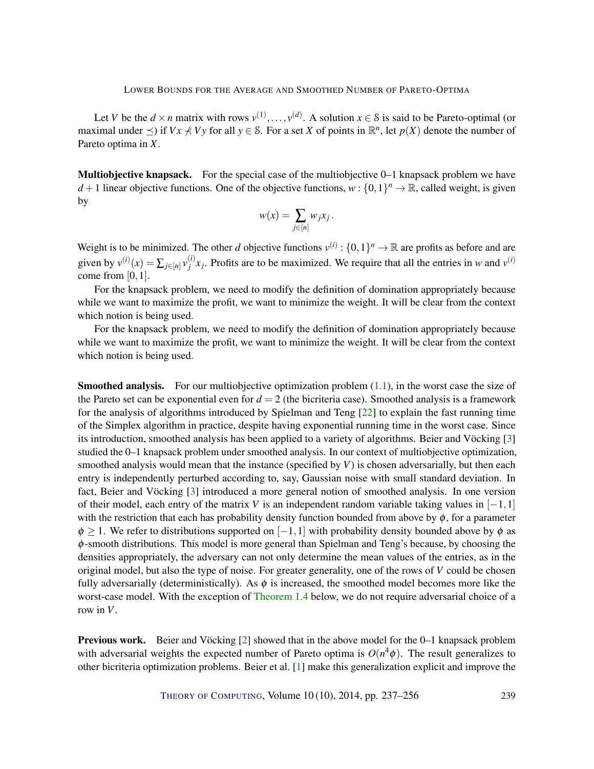Let $V$ be the $d \times n$ matrix with rows $v^{(1)}, \ldots, v^{(d)}$. A solution $x \in \mathcal{S}$ is said to be Pareto-optimal (or maximal under $\preceq$) if $Vx \not\prec Vy$ for all $y \in \mathcal{S}$. For a set $X$ of points in $\mathbb{R}^n$, let $p(X)$ denote the number of Pareto optima in $X$.

**Multiobjective knapsack.** For the special case of the multiobjective 0–1 knapsack problem we have $d+1$ linear objective functions. One of the objective functions, $w : \{0,1\}^n \to \mathbb{R}$, called weight, is given by

$$w(x) = \sum_{j \in [n]} w_j x_j .$$

Weight is to be minimized. The other $d$ objective functions $v^{(i)} : \{0,1\}^n \to \mathbb{R}$ are profits as before and are given by $v^{(i)}(x) = \sum_{j \in [n]} v_j^{(i)} x_j$. Profits are to be maximized. We require that all the entries in $w$ and $v^{(i)}$ come from $[0,1]$.

For the knapsack problem, we need to modify the definition of domination appropriately because while we want to maximize the profit, we want to minimize the weight. It will be clear from the context which notion is being used.

For the knapsack problem, we need to modify the definition of domination appropriately because while we want to maximize the profit, we want to minimize the weight. It will be clear from the context which notion is being used.

**Smoothed analysis.** For our multiobjective optimization problem (1.1), in the worst case the size of the Pareto set can be exponential even for $d = 2$ (the bicriteria case). Smoothed analysis is a framework for the analysis of algorithms introduced by Spielman and Teng [22] to explain the fast running time of the Simplex algorithm in practice, despite having exponential running time in the worst case. Since its introduction, smoothed analysis has been applied to a variety of algorithms. Beier and Vöcking [3] studied the 0–1 knapsack problem under smoothed analysis. In our context of multiobjective optimization, smoothed analysis would mean that the instance (specified by $V$) is chosen adversarially, but then each entry is independently perturbed according to, say, Gaussian noise with small standard deviation. In fact, Beier and Vöcking [3] introduced a more general notion of smoothed analysis. In one version of their model, each entry of the matrix $V$ is an independent random variable taking values in $[-1,1]$ with the restriction that each has probability density function bounded from above by $\phi$, for a parameter $\phi \geq 1$. We refer to distributions supported on $[-1,1]$ with probability density bounded above by $\phi$ as $\phi$-smooth distributions. This model is more general than Spielman and Teng's because, by choosing the densities appropriately, the adversary can not only determine the mean values of the entries, as in the original model, but also the type of noise. For greater generality, one of the rows of $V$ could be chosen fully adversarially (deterministically). As $\phi$ is increased, the smoothed model becomes more like the worst-case model. With the exception of Theorem 1.4 below, we do not require adversarial choice of a row in $V$.

**Previous work.** Beier and Vöcking [2] showed that in the above model for the 0–1 knapsack problem with adversarial weights the expected number of Pareto optima is $O(n^4\phi)$. The result generalizes to other bicriteria optimization problems. Beier et al. [1] make this generalization explicit and improve the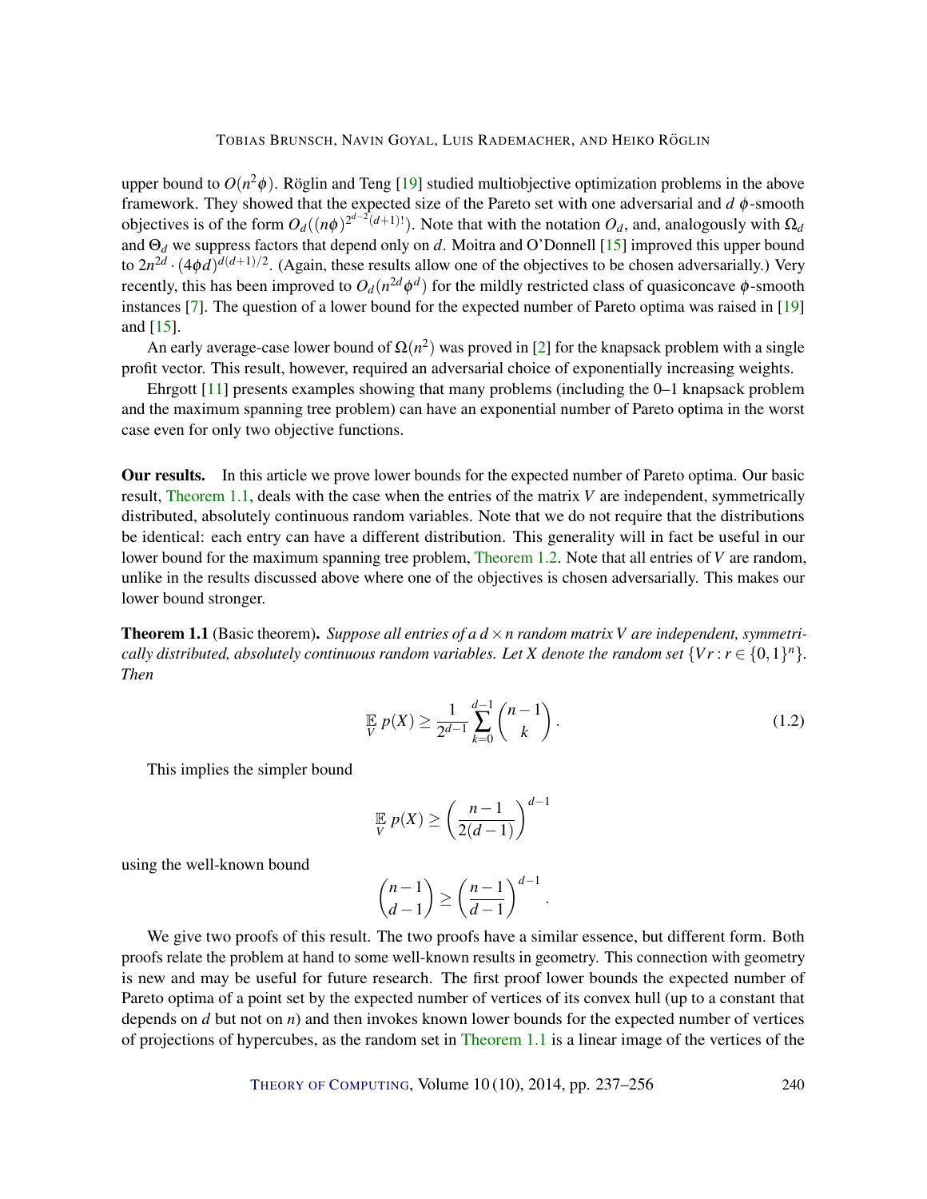upper bound to $O(n^2\phi)$. Röglin and Teng [19] studied multiobjective optimization problems in the above framework. They showed that the expected size of the Pareto set with one adversarial and $d$ $\phi$-smooth objectives is of the form $O_d((n\phi)^{2^{d-2}(d+1)!})$. Note that with the notation $O_d$, and, analogously with $\Omega_d$ and $\Theta_d$ we suppress factors that depend only on $d$. Moitra and O'Donnell [15] improved this upper bound to $2n^{2d} \cdot (4\phi d)^{d(d+1)/2}$. (Again, these results allow one of the objectives to be chosen adversarially.) Very recently, this has been improved to $O_d(n^{2d}\phi^d)$ for the mildly restricted class of quasiconcave $\phi$-smooth instances [7]. The question of a lower bound for the expected number of Pareto optima was raised in [19] and [15].

An early average-case lower bound of $\Omega(n^2)$ was proved in [2] for the knapsack problem with a single profit vector. This result, however, required an adversarial choice of exponentially increasing weights.

Ehrgott [11] presents examples showing that many problems (including the 0–1 knapsack problem and the maximum spanning tree problem) can have an exponential number of Pareto optima in the worst case even for only two objective functions.

**Our results.** In this article we prove lower bounds for the expected number of Pareto optima. Our basic result, Theorem 1.1, deals with the case when the entries of the matrix $V$ are independent, symmetrically distributed, absolutely continuous random variables. Note that we do not require that the distributions be identical: each entry can have a different distribution. This generality will in fact be useful in our lower bound for the maximum spanning tree problem, Theorem 1.2. Note that all entries of $V$ are random, unlike in the results discussed above where one of the objectives is chosen adversarially. This makes our lower bound stronger.

**Theorem 1.1** (Basic theorem). *Suppose all entries of a $d \times n$ random matrix $V$ are independent, symmetrically distributed, absolutely continuous random variables. Let $X$ denote the random set $\{Vr : r \in \{0,1\}^n\}$. Then*

$$\mathop{\mathbb{E}}_{V} p(X) \geq \frac{1}{2^{d-1}} \sum_{k=0}^{d-1} \binom{n-1}{k}. \tag{1.2}$$

This implies the simpler bound

$$\mathop{\mathbb{E}}_{V} p(X) \geq \left(\frac{n-1}{2(d-1)}\right)^{d-1}$$

using the well-known bound

$$\binom{n-1}{d-1} \geq \left(\frac{n-1}{d-1}\right)^{d-1}.$$

We give two proofs of this result. The two proofs have a similar essence, but different form. Both proofs relate the problem at hand to some well-known results in geometry. This connection with geometry is new and may be useful for future research. The first proof lower bounds the expected number of Pareto optima of a point set by the expected number of vertices of its convex hull (up to a constant that depends on $d$ but not on $n$) and then invokes known lower bounds for the expected number of vertices of projections of hypercubes, as the random set in Theorem 1.1 is a linear image of the vertices of the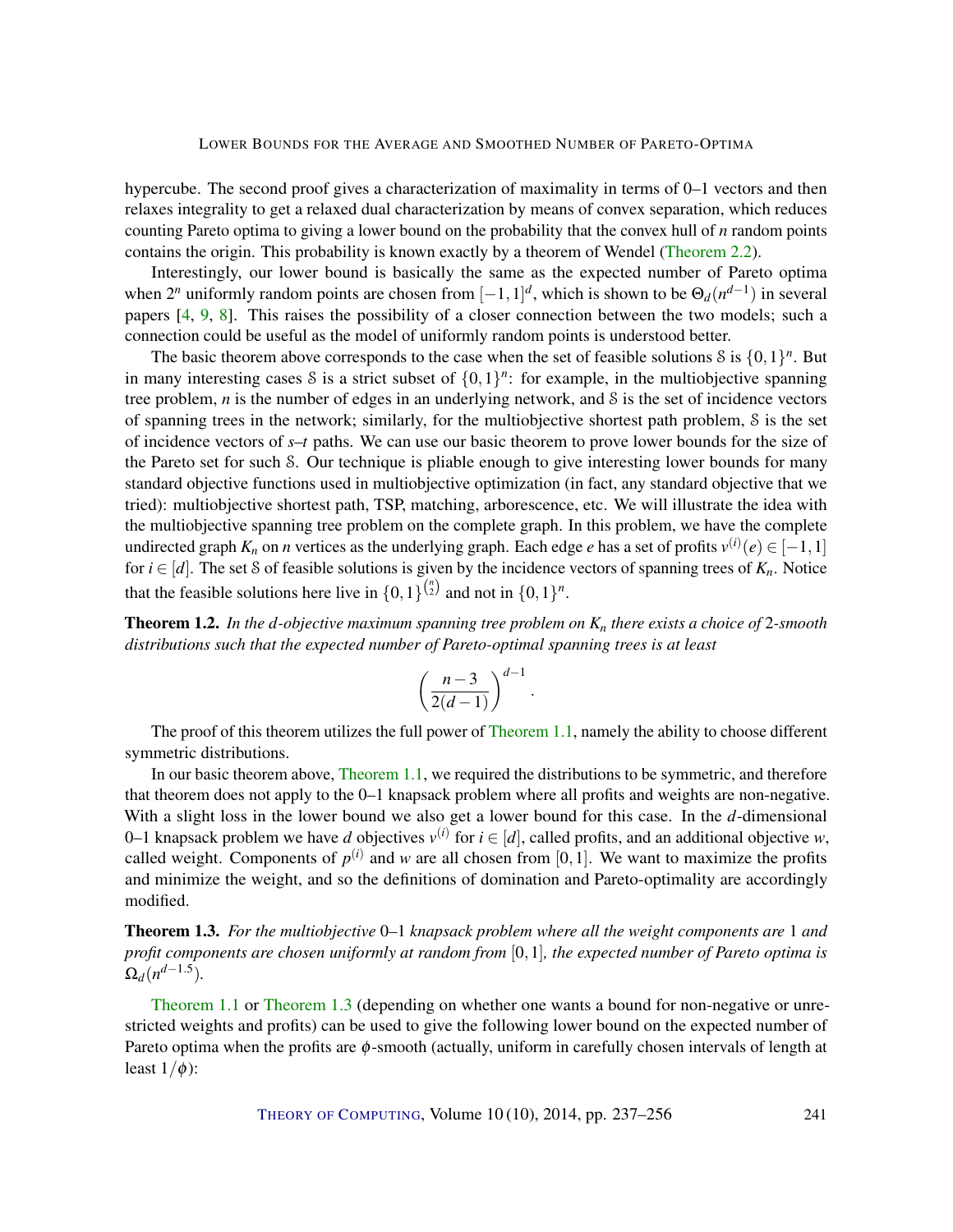hypercube. The second proof gives a characterization of maximality in terms of 0–1 vectors and then relaxes integrality to get a relaxed dual characterization by means of convex separation, which reduces counting Pareto optima to giving a lower bound on the probability that the convex hull of $n$ random points contains the origin. This probability is known exactly by a theorem of Wendel (Theorem 2.2).

Interestingly, our lower bound is basically the same as the expected number of Pareto optima when $2^n$ uniformly random points are chosen from $[-1,1]^d$, which is shown to be $\Theta_d(n^{d-1})$ in several papers [4, 9, 8]. This raises the possibility of a closer connection between the two models; such a connection could be useful as the model of uniformly random points is understood better.

The basic theorem above corresponds to the case when the set of feasible solutions $\mathcal{S}$ is $\{0,1\}^n$. But in many interesting cases $\mathcal{S}$ is a strict subset of $\{0,1\}^n$: for example, in the multiobjective spanning tree problem, $n$ is the number of edges in an underlying network, and $\mathcal{S}$ is the set of incidence vectors of spanning trees in the network; similarly, for the multiobjective shortest path problem, $\mathcal{S}$ is the set of incidence vectors of $s$–$t$ paths. We can use our basic theorem to prove lower bounds for the size of the Pareto set for such $\mathcal{S}$. Our technique is pliable enough to give interesting lower bounds for many standard objective functions used in multiobjective optimization (in fact, any standard objective that we tried): multiobjective shortest path, TSP, matching, arborescence, etc. We will illustrate the idea with the multiobjective spanning tree problem on the complete graph. In this problem, we have the complete undirected graph $K_n$ on $n$ vertices as the underlying graph. Each edge $e$ has a set of profits $v^{(i)}(e) \in [-1,1]$ for $i \in [d]$. The set $\mathcal{S}$ of feasible solutions is given by the incidence vectors of spanning trees of $K_n$. Notice that the feasible solutions here live in $\{0,1\}^{\binom{n}{2}}$ and not in $\{0,1\}^n$.

**Theorem 1.2.** *In the $d$-objective maximum spanning tree problem on $K_n$ there exists a choice of 2-smooth distributions such that the expected number of Pareto-optimal spanning trees is at least*

$$\left(\frac{n-3}{2(d-1)}\right)^{d-1}.$$

The proof of this theorem utilizes the full power of Theorem 1.1, namely the ability to choose different symmetric distributions.

In our basic theorem above, Theorem 1.1, we required the distributions to be symmetric, and therefore that theorem does not apply to the 0–1 knapsack problem where all profits and weights are non-negative. With a slight loss in the lower bound we also get a lower bound for this case. In the $d$-dimensional 0–1 knapsack problem we have $d$ objectives $v^{(i)}$ for $i \in [d]$, called profits, and an additional objective $w$, called weight. Components of $p^{(i)}$ and $w$ are all chosen from $[0,1]$. We want to maximize the profits and minimize the weight, and so the definitions of domination and Pareto-optimality are accordingly modified.

**Theorem 1.3.** *For the multiobjective 0–1 knapsack problem where all the weight components are 1 and profit components are chosen uniformly at random from $[0,1]$, the expected number of Pareto optima is $\Omega_d(n^{d-1.5})$.*

Theorem 1.1 or Theorem 1.3 (depending on whether one wants a bound for non-negative or unrestricted weights and profits) can be used to give the following lower bound on the expected number of Pareto optima when the profits are $\phi$-smooth (actually, uniform in carefully chosen intervals of length at least $1/\phi$):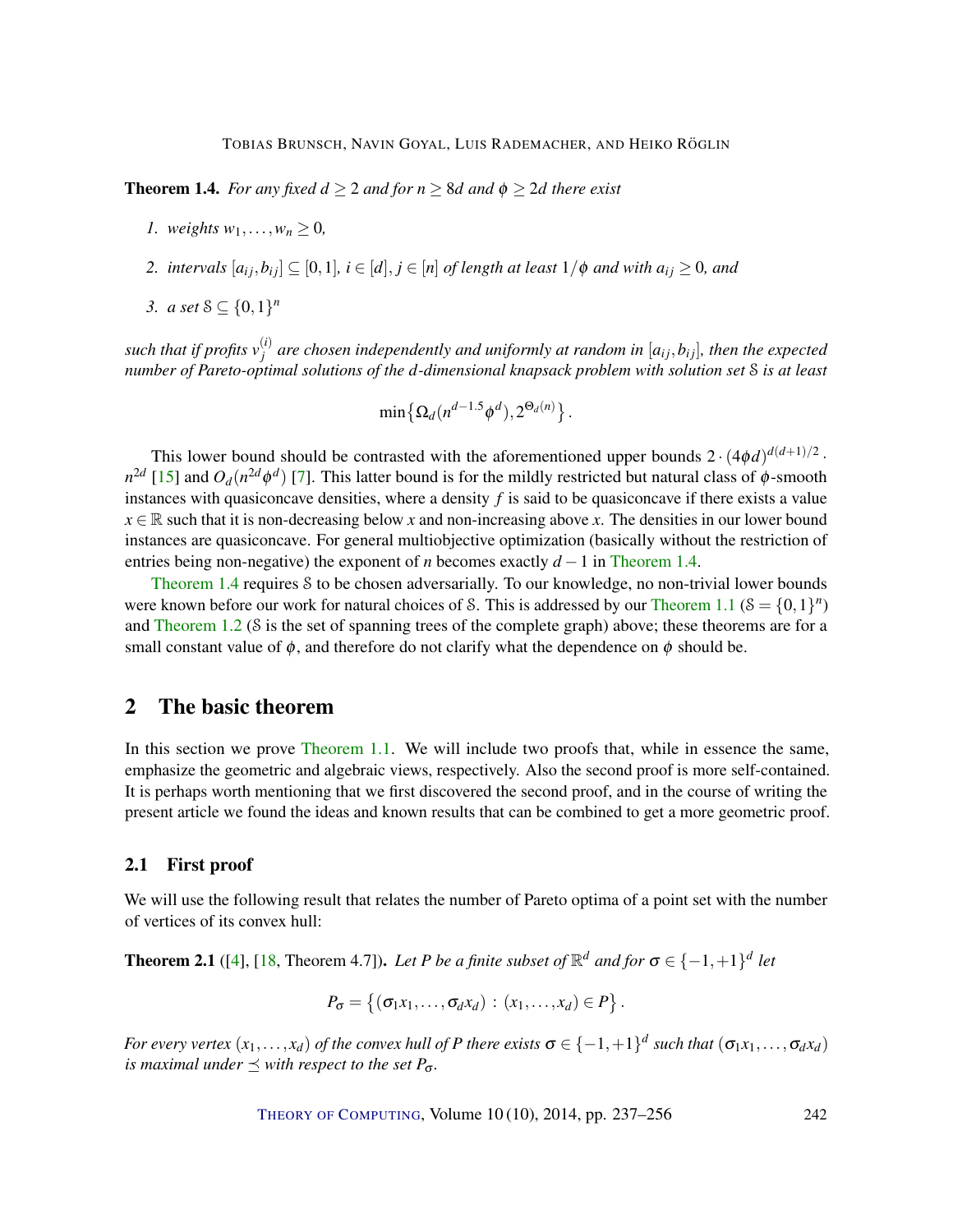**Theorem 1.4.** *For any fixed $d \geq 2$ and for $n \geq 8d$ and $\phi \geq 2d$ there exist*

1. *weights $w_1, \dots, w_n \geq 0$,*
2. *intervals $[a_{ij}, b_{ij}] \subseteq [0,1]$, $i \in [d]$, $j \in [n]$ of length at least $1/\phi$ and with $a_{ij} \geq 0$, and*
3. *a set $\mathcal{S} \subseteq \{0,1\}^n$*

*such that if profits $v_j^{(i)}$ are chosen independently and uniformly at random in $[a_{ij}, b_{ij}]$, then the expected number of Pareto-optimal solutions of the $d$-dimensional knapsack problem with solution set $\mathcal{S}$ is at least*

$$\min\left\{\Omega_d(n^{d-1.5}\phi^d), 2^{\Theta_d(n)}\right\}.$$

This lower bound should be contrasted with the aforementioned upper bounds $2 \cdot (4\phi d)^{d(d+1)/2} \cdot n^{2d}$ [15] and $O_d(n^{2d}\phi^d)$ [7]. This latter bound is for the mildly restricted but natural class of $\phi$-smooth instances with quasiconcave densities, where a density $f$ is said to be quasiconcave if there exists a value $x \in \mathbb{R}$ such that it is non-decreasing below $x$ and non-increasing above $x$. The densities in our lower bound instances are quasiconcave. For general multiobjective optimization (basically without the restriction of entries being non-negative) the exponent of $n$ becomes exactly $d-1$ in Theorem 1.4.

Theorem 1.4 requires $\mathcal{S}$ to be chosen adversarially. To our knowledge, no non-trivial lower bounds were known before our work for natural choices of $\mathcal{S}$. This is addressed by our Theorem 1.1 ($\mathcal{S} = \{0,1\}^n$) and Theorem 1.2 ($\mathcal{S}$ is the set of spanning trees of the complete graph) above; these theorems are for a small constant value of $\phi$, and therefore do not clarify what the dependence on $\phi$ should be.

## 2 The basic theorem

In this section we prove Theorem 1.1. We will include two proofs that, while in essence the same, emphasize the geometric and algebraic views, respectively. Also the second proof is more self-contained. It is perhaps worth mentioning that we first discovered the second proof, and in the course of writing the present article we found the ideas and known results that can be combined to get a more geometric proof.

### 2.1 First proof

We will use the following result that relates the number of Pareto optima of a point set with the number of vertices of its convex hull:

**Theorem 2.1** ([4], [18, Theorem 4.7]). *Let $P$ be a finite subset of $\mathbb{R}^d$ and for $\sigma \in \{-1,+1\}^d$ let*

$$P_\sigma = \left\{(\sigma_1 x_1, \dots, \sigma_d x_d) : (x_1, \dots, x_d) \in P\right\}.$$

*For every vertex $(x_1, \dots, x_d)$ of the convex hull of $P$ there exists $\sigma \in \{-1,+1\}^d$ such that $(\sigma_1 x_1, \dots, \sigma_d x_d)$ is maximal under $\preceq$ with respect to the set $P_\sigma$.*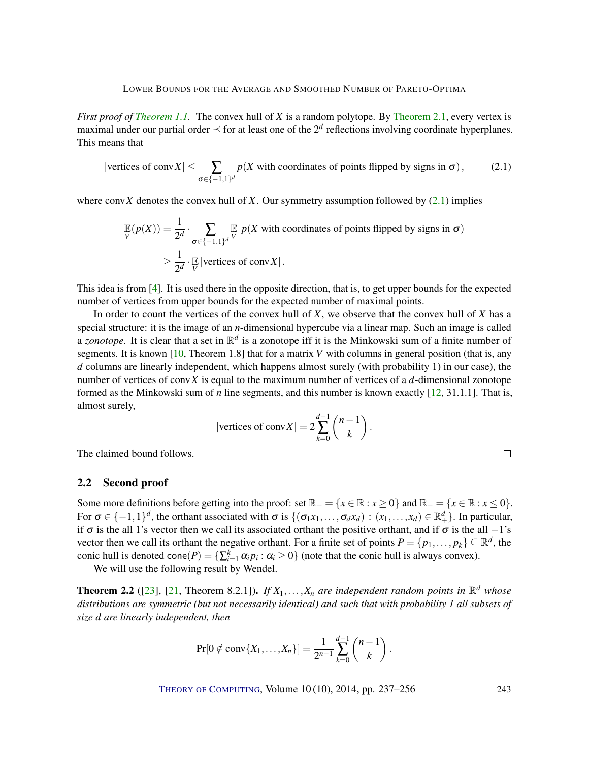*First proof of Theorem 1.1.* The convex hull of $X$ is a random polytope. By Theorem 2.1, every vertex is maximal under our partial order $\preceq$ for at least one of the $2^d$ reflections involving coordinate hyperplanes. This means that

$$|\text{vertices of conv}\, X| \leq \sum_{\sigma \in \{-1,1\}^d} p(X \text{ with coordinates of points flipped by signs in } \sigma)\,, \tag{2.1}$$

where $\text{conv}\, X$ denotes the convex hull of $X$. Our symmetry assumption followed by (2.1) implies

$$\begin{aligned}
\mathop{\mathbb{E}}_V(p(X)) &= \frac{1}{2^d} \cdot \sum_{\sigma \in \{-1,1\}^d} \mathop{\mathbb{E}}_V\, p(X \text{ with coordinates of points flipped by signs in } \sigma) \\
&\geq \frac{1}{2^d} \cdot \mathop{\mathbb{E}}_V |\text{vertices of conv}\, X|\,.
\end{aligned}$$

This idea is from [4]. It is used there in the opposite direction, that is, to get upper bounds for the expected number of vertices from upper bounds for the expected number of maximal points.

In order to count the vertices of the convex hull of $X$, we observe that the convex hull of $X$ has a special structure: it is the image of an $n$-dimensional hypercube via a linear map. Such an image is called a *zonotope*. It is clear that a set in $\mathbb{R}^d$ is a zonotope iff it is the Minkowski sum of a finite number of segments. It is known [10, Theorem 1.8] that for a matrix $V$ with columns in general position (that is, any $d$ columns are linearly independent, which happens almost surely (with probability 1) in our case), the number of vertices of $\text{conv}\, X$ is equal to the maximum number of vertices of a $d$-dimensional zonotope formed as the Minkowski sum of $n$ line segments, and this number is known exactly [12, 31.1.1]. That is, almost surely,

$$|\text{vertices of conv}\, X| = 2 \sum_{k=0}^{d-1} \binom{n-1}{k}\,.$$

The claimed bound follows. $\square$

## 2.2 Second proof

Some more definitions before getting into the proof: set $\mathbb{R}_+ = \{x \in \mathbb{R} : x \geq 0\}$ and $\mathbb{R}_- = \{x \in \mathbb{R} : x \leq 0\}$. For $\sigma \in \{-1,1\}^d$, the orthant associated with $\sigma$ is $\{(\sigma_1 x_1, \dots, \sigma_d x_d) : (x_1, \dots, x_d) \in \mathbb{R}_+^d\}$. In particular, if $\sigma$ is the all 1's vector then we call its associated orthant the positive orthant, and if $\sigma$ is the all $-1$'s vector then we call its orthant the negative orthant. For a finite set of points $P = \{p_1, \dots, p_k\} \subseteq \mathbb{R}^d$, the conic hull is denoted $\mathsf{cone}(P) = \{\sum_{i=1}^k \alpha_i p_i : \alpha_i \geq 0\}$ (note that the conic hull is always convex).

We will use the following result by Wendel.

**Theorem 2.2** ([23], [21, Theorem 8.2.1]). *If $X_1, \dots, X_n$ are independent random points in $\mathbb{R}^d$ whose distributions are symmetric (but not necessarily identical) and such that with probability 1 all subsets of size $d$ are linearly independent, then*

$$\Pr[0 \notin \text{conv}\{X_1, \dots, X_n\}] = \frac{1}{2^{n-1}} \sum_{k=0}^{d-1} \binom{n-1}{k}\,.$$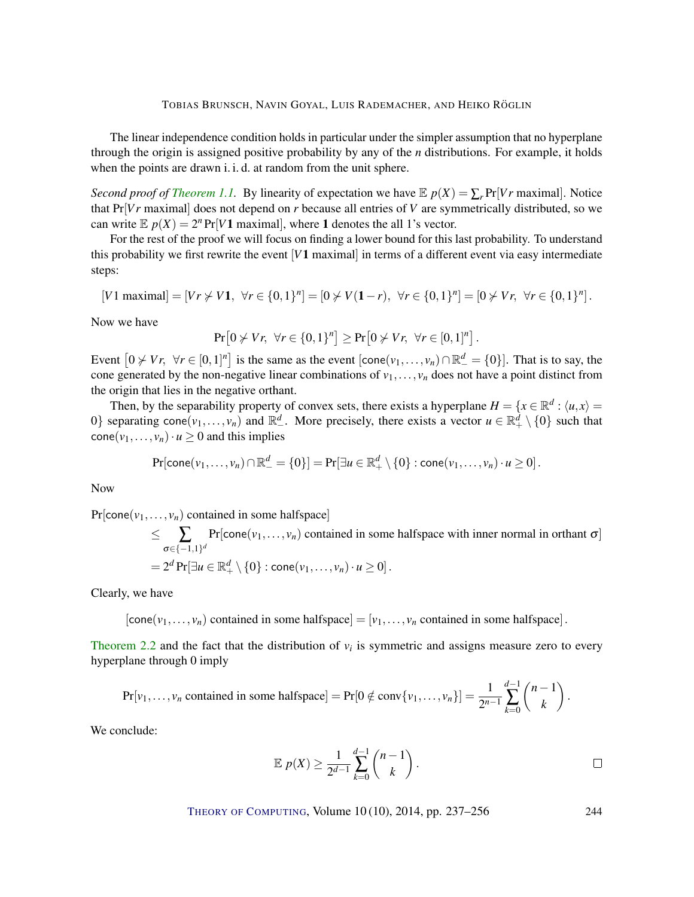The linear independence condition holds in particular under the simpler assumption that no hyperplane through the origin is assigned positive probability by any of the $n$ distributions. For example, it holds when the points are drawn i. i. d. at random from the unit sphere.

*Second proof of Theorem 1.1.* By linearity of expectation we have $\mathbb{E}\, p(X) = \sum_r \Pr[Vr \text{ maximal}]$. Notice that $\Pr[Vr \text{ maximal}]$ does not depend on $r$ because all entries of $V$ are symmetrically distributed, so we can write $\mathbb{E}\, p(X) = 2^n \Pr[V\mathbf{1} \text{ maximal}]$, where $\mathbf{1}$ denotes the all 1's vector.

For the rest of the proof we will focus on finding a lower bound for this last probability. To understand this probability we first rewrite the event $[V\mathbf{1} \text{ maximal}]$ in terms of a different event via easy intermediate steps:

$$[V1 \text{ maximal}] = [Vr \not> V\mathbf{1},\ \forall r \in \{0,1\}^n] = [0 \not> V(\mathbf{1}-r),\ \forall r \in \{0,1\}^n] = [0 \not> Vr,\ \forall r \in \{0,1\}^n].$$

Now we have

$$\Pr\left[0 \not> Vr,\ \forall r \in \{0,1\}^n\right] \geq \Pr\left[0 \not> Vr,\ \forall r \in [0,1]^n\right].$$

Event $\left[0 \not> Vr,\ \forall r \in [0,1]^n\right]$ is the same as the event $[\mathsf{cone}(v_1,\dots,v_n) \cap \mathbb{R}^d_- = \{0\}]$. That is to say, the cone generated by the non-negative linear combinations of $v_1,\dots,v_n$ does not have a point distinct from the origin that lies in the negative orthant.

Then, by the separability property of convex sets, there exists a hyperplane $H = \{x \in \mathbb{R}^d : \langle u,x\rangle = 0\}$ separating $\mathsf{cone}(v_1,\dots,v_n)$ and $\mathbb{R}^d_-$. More precisely, there exists a vector $u \in \mathbb{R}^d_+ \setminus \{0\}$ such that $\mathsf{cone}(v_1,\dots,v_n) \cdot u \geq 0$ and this implies

$$\Pr[\mathsf{cone}(v_1,\dots,v_n) \cap \mathbb{R}^d_- = \{0\}] = \Pr[\exists u \in \mathbb{R}^d_+ \setminus \{0\} : \mathsf{cone}(v_1,\dots,v_n) \cdot u \geq 0].$$

Now

$$\begin{aligned}
&\Pr[\mathsf{cone}(v_1,\dots,v_n) \text{ contained in some halfspace}] \\
&\qquad \leq \sum_{\sigma \in \{-1,1\}^d} \Pr[\mathsf{cone}(v_1,\dots,v_n) \text{ contained in some halfspace with inner normal in orthant } \sigma] \\
&\qquad = 2^d \Pr[\exists u \in \mathbb{R}^d_+ \setminus \{0\} : \mathsf{cone}(v_1,\dots,v_n) \cdot u \geq 0].
\end{aligned}$$

Clearly, we have

$$[\mathsf{cone}(v_1,\dots,v_n) \text{ contained in some halfspace}] = [v_1,\dots,v_n \text{ contained in some halfspace}].$$

Theorem 2.2 and the fact that the distribution of $v_i$ is symmetric and assigns measure zero to every hyperplane through 0 imply

$$\Pr[v_1,\dots,v_n \text{ contained in some halfspace}] = \Pr[0 \notin \operatorname{conv}\{v_1,\dots,v_n\}] = \frac{1}{2^{n-1}} \sum_{k=0}^{d-1} \binom{n-1}{k}.$$

We conclude:

$$\mathbb{E}\, p(X) \geq \frac{1}{2^{d-1}} \sum_{k=0}^{d-1} \binom{n-1}{k}. \qquad \square$$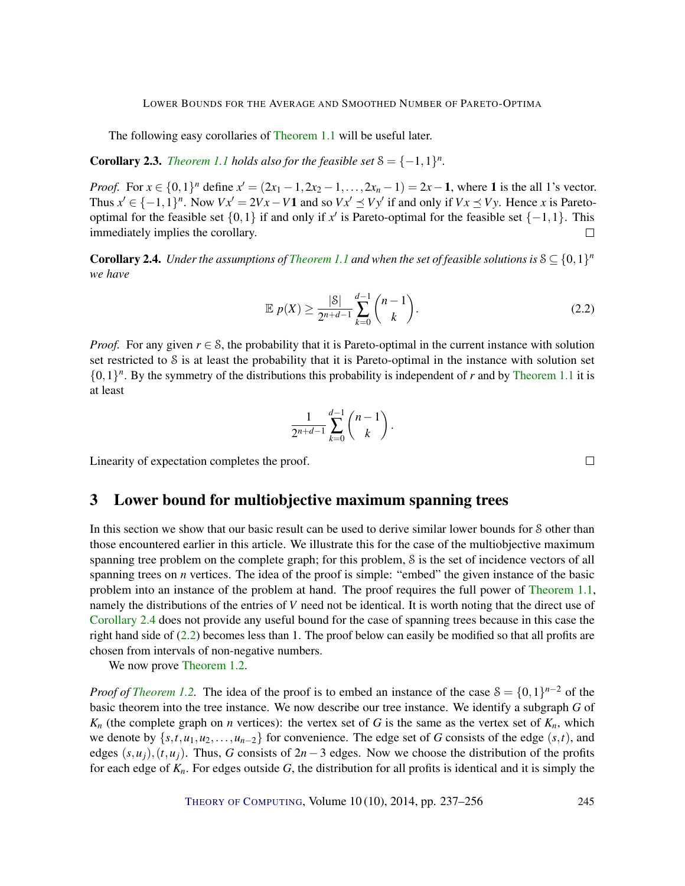The following easy corollaries of Theorem 1.1 will be useful later.

**Corollary 2.3.** *Theorem 1.1 holds also for the feasible set $\mathcal{S} = \{-1,1\}^n$.*

*Proof.* For $x \in \{0,1\}^n$ define $x' = (2x_1 - 1, 2x_2 - 1, \ldots, 2x_n - 1) = 2x - \mathbf{1}$, where $\mathbf{1}$ is the all 1's vector. Thus $x' \in \{-1,1\}^n$. Now $Vx' = 2Vx - V\mathbf{1}$ and so $Vx' \preceq Vy'$ if and only if $Vx \preceq Vy$. Hence $x$ is Pareto-optimal for the feasible set $\{0,1\}$ if and only if $x'$ is Pareto-optimal for the feasible set $\{-1,1\}$. This immediately implies the corollary. $\square$

**Corollary 2.4.** *Under the assumptions of Theorem 1.1 and when the set of feasible solutions is $\mathcal{S} \subseteq \{0,1\}^n$ we have*

$$\mathbb{E}\ p(X) \geq \frac{|\mathcal{S}|}{2^{n+d-1}} \sum_{k=0}^{d-1} \binom{n-1}{k}. \tag{2.2}$$

*Proof.* For any given $r \in \mathcal{S}$, the probability that it is Pareto-optimal in the current instance with solution set restricted to $\mathcal{S}$ is at least the probability that it is Pareto-optimal in the instance with solution set $\{0,1\}^n$. By the symmetry of the distributions this probability is independent of $r$ and by Theorem 1.1 it is at least

$$\frac{1}{2^{n+d-1}} \sum_{k=0}^{d-1} \binom{n-1}{k}.$$

Linearity of expectation completes the proof. $\square$

## 3 Lower bound for multiobjective maximum spanning trees

In this section we show that our basic result can be used to derive similar lower bounds for $\mathcal{S}$ other than those encountered earlier in this article. We illustrate this for the case of the multiobjective maximum spanning tree problem on the complete graph; for this problem, $\mathcal{S}$ is the set of incidence vectors of all spanning trees on $n$ vertices. The idea of the proof is simple: "embed" the given instance of the basic problem into an instance of the problem at hand. The proof requires the full power of Theorem 1.1, namely the distributions of the entries of $V$ need not be identical. It is worth noting that the direct use of Corollary 2.4 does not provide any useful bound for the case of spanning trees because in this case the right hand side of (2.2) becomes less than 1. The proof below can easily be modified so that all profits are chosen from intervals of non-negative numbers.

We now prove Theorem 1.2.

*Proof of Theorem 1.2.* The idea of the proof is to embed an instance of the case $\mathcal{S} = \{0,1\}^{n-2}$ of the basic theorem into the tree instance. We now describe our tree instance. We identify a subgraph $G$ of $K_n$ (the complete graph on $n$ vertices): the vertex set of $G$ is the same as the vertex set of $K_n$, which we denote by $\{s, t, u_1, u_2, \ldots, u_{n-2}\}$ for convenience. The edge set of $G$ consists of the edge $(s,t)$, and edges $(s, u_j), (t, u_j)$. Thus, $G$ consists of $2n-3$ edges. Now we choose the distribution of the profits for each edge of $K_n$. For edges outside $G$, the distribution for all profits is identical and it is simply the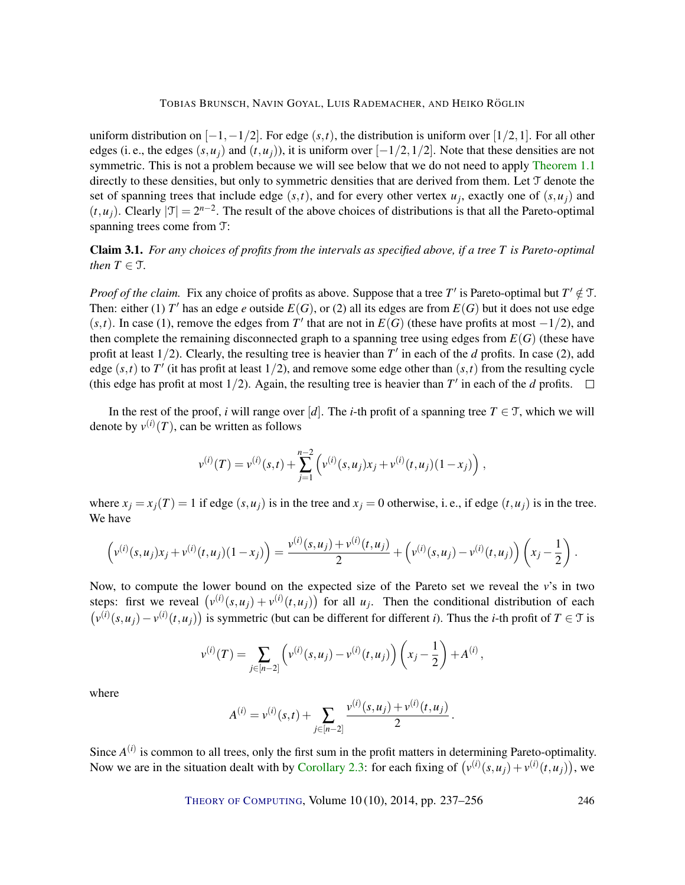uniform distribution on $[-1,-1/2]$. For edge $(s,t)$, the distribution is uniform over $[1/2,1]$. For all other edges (i. e., the edges $(s,u_j)$ and $(t,u_j)$), it is uniform over $[-1/2,1/2]$. Note that these densities are not symmetric. This is not a problem because we will see below that we do not need to apply Theorem 1.1 directly to these densities, but only to symmetric densities that are derived from them. Let $\mathcal{T}$ denote the set of spanning trees that include edge $(s,t)$, and for every other vertex $u_j$, exactly one of $(s,u_j)$ and $(t,u_j)$. Clearly $|\mathcal{T}| = 2^{n-2}$. The result of the above choices of distributions is that all the Pareto-optimal spanning trees come from $\mathcal{T}$:

**Claim 3.1.** *For any choices of profits from the intervals as specified above, if a tree $T$ is Pareto-optimal then $T \in \mathcal{T}$.*

*Proof of the claim.* Fix any choice of profits as above. Suppose that a tree $T'$ is Pareto-optimal but $T' \notin \mathcal{T}$. Then: either (1) $T'$ has an edge $e$ outside $E(G)$, or (2) all its edges are from $E(G)$ but it does not use edge $(s,t)$. In case (1), remove the edges from $T'$ that are not in $E(G)$ (these have profits at most $-1/2$), and then complete the remaining disconnected graph to a spanning tree using edges from $E(G)$ (these have profit at least $1/2$). Clearly, the resulting tree is heavier than $T'$ in each of the $d$ profits. In case (2), add edge $(s,t)$ to $T'$ (it has profit at least $1/2$), and remove some edge other than $(s,t)$ from the resulting cycle (this edge has profit at most $1/2$). Again, the resulting tree is heavier than $T'$ in each of the $d$ profits. $\square$

In the rest of the proof, $i$ will range over $[d]$. The $i$-th profit of a spanning tree $T \in \mathcal{T}$, which we will denote by $v^{(i)}(T)$, can be written as follows

$$v^{(i)}(T) = v^{(i)}(s,t) + \sum_{j=1}^{n-2} \left( v^{(i)}(s,u_j)x_j + v^{(i)}(t,u_j)(1-x_j) \right),$$

where $x_j = x_j(T) = 1$ if edge $(s,u_j)$ is in the tree and $x_j = 0$ otherwise, i. e., if edge $(t,u_j)$ is in the tree. We have

$$\left( v^{(i)}(s,u_j)x_j + v^{(i)}(t,u_j)(1-x_j) \right) = \frac{v^{(i)}(s,u_j) + v^{(i)}(t,u_j)}{2} + \left( v^{(i)}(s,u_j) - v^{(i)}(t,u_j) \right) \left( x_j - \frac{1}{2} \right).$$

Now, to compute the lower bound on the expected size of the Pareto set we reveal the $v$'s in two steps: first we reveal $\left( v^{(i)}(s,u_j) + v^{(i)}(t,u_j) \right)$ for all $u_j$. Then the conditional distribution of each $\left( v^{(i)}(s,u_j) - v^{(i)}(t,u_j) \right)$ is symmetric (but can be different for different $i$). Thus the $i$-th profit of $T \in \mathcal{T}$ is

$$v^{(i)}(T) = \sum_{j \in [n-2]} \left( v^{(i)}(s,u_j) - v^{(i)}(t,u_j) \right) \left( x_j - \frac{1}{2} \right) + A^{(i)},$$

where

$$A^{(i)} = v^{(i)}(s,t) + \sum_{j \in [n-2]} \frac{v^{(i)}(s,u_j) + v^{(i)}(t,u_j)}{2}.$$

Since $A^{(i)}$ is common to all trees, only the first sum in the profit matters in determining Pareto-optimality. Now we are in the situation dealt with by Corollary 2.3: for each fixing of $\left( v^{(i)}(s,u_j) + v^{(i)}(t,u_j) \right)$, we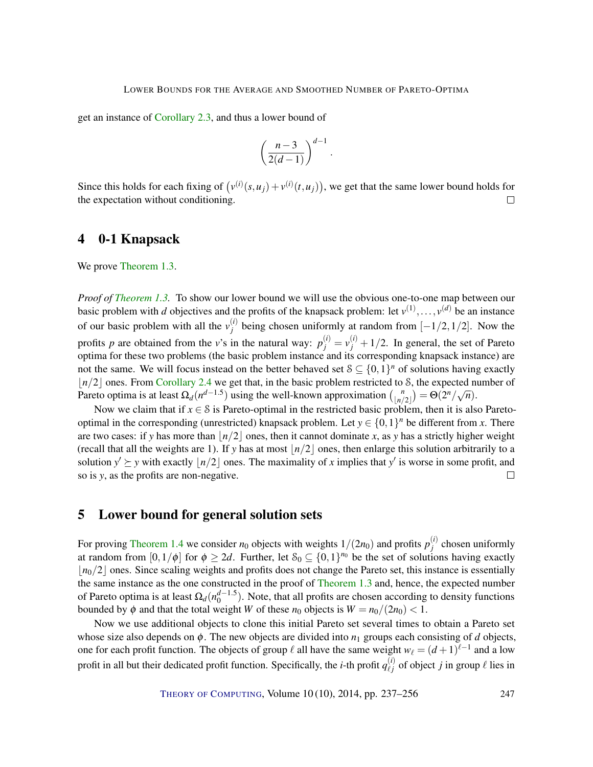get an instance of Corollary 2.3, and thus a lower bound of

$$\left(\frac{n-3}{2(d-1)}\right)^{d-1}.$$

Since this holds for each fixing of $\left(v^{(i)}(s,u_j)+v^{(i)}(t,u_j)\right)$, we get that the same lower bound holds for the expectation without conditioning. □

## 4 0-1 Knapsack

We prove Theorem 1.3.

*Proof of Theorem 1.3.* To show our lower bound we will use the obvious one-to-one map between our basic problem with $d$ objectives and the profits of the knapsack problem: let $v^{(1)},\dots,v^{(d)}$ be an instance of our basic problem with all the $v_j^{(i)}$ being chosen uniformly at random from $[-1/2,1/2]$. Now the profits $p$ are obtained from the $v$'s in the natural way: $p_j^{(i)} = v_j^{(i)} + 1/2$. In general, the set of Pareto optima for these two problems (the basic problem instance and its corresponding knapsack instance) are not the same. We will focus instead on the better behaved set $\mathcal{S} \subseteq \{0,1\}^n$ of solutions having exactly $\lfloor n/2 \rfloor$ ones. From Corollary 2.4 we get that, in the basic problem restricted to $\mathcal{S}$, the expected number of Pareto optima is at least $\Omega_d(n^{d-1.5})$ using the well-known approximation $\binom{n}{\lfloor n/2 \rfloor} = \Theta(2^n/\sqrt{n})$.

Now we claim that if $x \in \mathcal{S}$ is Pareto-optimal in the restricted basic problem, then it is also Pareto-optimal in the corresponding (unrestricted) knapsack problem. Let $y \in \{0,1\}^n$ be different from $x$. There are two cases: if $y$ has more than $\lfloor n/2 \rfloor$ ones, then it cannot dominate $x$, as $y$ has a strictly higher weight (recall that all the weights are 1). If $y$ has at most $\lfloor n/2 \rfloor$ ones, then enlarge this solution arbitrarily to a solution $y' \succeq y$ with exactly $\lfloor n/2 \rfloor$ ones. The maximality of $x$ implies that $y'$ is worse in some profit, and so is $y$, as the profits are non-negative. □

## 5 Lower bound for general solution sets

For proving Theorem 1.4 we consider $n_0$ objects with weights $1/(2n_0)$ and profits $p_j^{(i)}$ chosen uniformly at random from $[0,1/\phi]$ for $\phi \geq 2d$. Further, let $\mathcal{S}_0 \subseteq \{0,1\}^{n_0}$ be the set of solutions having exactly $\lfloor n_0/2 \rfloor$ ones. Since scaling weights and profits does not change the Pareto set, this instance is essentially the same instance as the one constructed in the proof of Theorem 1.3 and, hence, the expected number of Pareto optima is at least $\Omega_d(n_0^{d-1.5})$. Note, that all profits are chosen according to density functions bounded by $\phi$ and that the total weight $W$ of these $n_0$ objects is $W = n_0/(2n_0) < 1$.

Now we use additional objects to clone this initial Pareto set several times to obtain a Pareto set whose size also depends on $\phi$. The new objects are divided into $n_1$ groups each consisting of $d$ objects, one for each profit function. The objects of group $\ell$ all have the same weight $w_\ell = (d+1)^{\ell-1}$ and a low profit in all but their dedicated profit function. Specifically, the $i$-th profit $q_{\ell j}^{(i)}$ of object $j$ in group $\ell$ lies in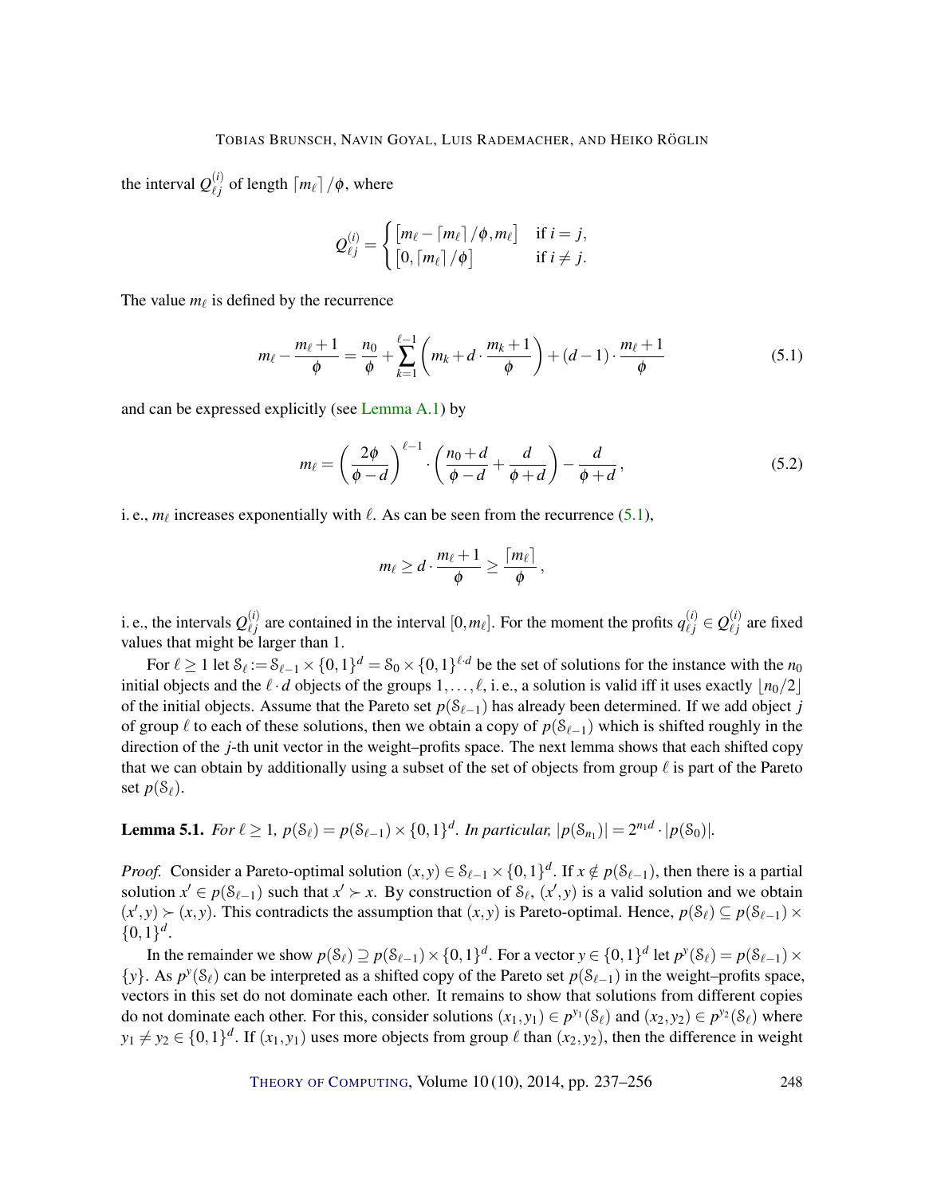the interval $Q_{\ell j}^{(i)}$ of length $\lceil m_\ell \rceil / \phi$, where

$$Q_{\ell j}^{(i)} = \begin{cases} \left[m_\ell - \lceil m_\ell \rceil / \phi, m_\ell\right] & \text{if } i = j, \\ \left[0, \lceil m_\ell \rceil / \phi\right] & \text{if } i \neq j. \end{cases}$$

The value $m_\ell$ is defined by the recurrence

$$m_\ell - \frac{m_\ell + 1}{\phi} = \frac{n_0}{\phi} + \sum_{k=1}^{\ell-1} \left( m_k + d \cdot \frac{m_k + 1}{\phi} \right) + (d-1) \cdot \frac{m_\ell + 1}{\phi} \tag{5.1}$$

and can be expressed explicitly (see Lemma A.1) by

$$m_\ell = \left( \frac{2\phi}{\phi - d} \right)^{\ell - 1} \cdot \left( \frac{n_0 + d}{\phi - d} + \frac{d}{\phi + d} \right) - \frac{d}{\phi + d}, \tag{5.2}$$

i. e., $m_\ell$ increases exponentially with $\ell$. As can be seen from the recurrence (5.1),

$$m_\ell \geq d \cdot \frac{m_\ell + 1}{\phi} \geq \frac{\lceil m_\ell \rceil}{\phi},$$

i. e., the intervals $Q_{\ell j}^{(i)}$ are contained in the interval $[0, m_\ell]$. For the moment the profits $q_{\ell j}^{(i)} \in Q_{\ell j}^{(i)}$ are fixed values that might be larger than 1.

For $\ell \geq 1$ let $\mathcal{S}_\ell := \mathcal{S}_{\ell-1} \times \{0,1\}^d = \mathcal{S}_0 \times \{0,1\}^{\ell \cdot d}$ be the set of solutions for the instance with the $n_0$ initial objects and the $\ell \cdot d$ objects of the groups $1, \ldots, \ell$, i. e., a solution is valid iff it uses exactly $\lfloor n_0/2 \rfloor$ of the initial objects. Assume that the Pareto set $p(\mathcal{S}_{\ell-1})$ has already been determined. If we add object $j$ of group $\ell$ to each of these solutions, then we obtain a copy of $p(\mathcal{S}_{\ell-1})$ which is shifted roughly in the direction of the $j$-th unit vector in the weight–profits space. The next lemma shows that each shifted copy that we can obtain by additionally using a subset of the set of objects from group $\ell$ is part of the Pareto set $p(\mathcal{S}_\ell)$.

**Lemma 5.1.** *For $\ell \geq 1$, $p(\mathcal{S}_\ell) = p(\mathcal{S}_{\ell-1}) \times \{0,1\}^d$. In particular, $|p(\mathcal{S}_{n_1})| = 2^{n_1 d} \cdot |p(\mathcal{S}_0)|$.*

*Proof.* Consider a Pareto-optimal solution $(x, y) \in \mathcal{S}_{\ell-1} \times \{0,1\}^d$. If $x \notin p(\mathcal{S}_{\ell-1})$, then there is a partial solution $x' \in p(\mathcal{S}_{\ell-1})$ such that $x' \succ x$. By construction of $\mathcal{S}_\ell$, $(x', y)$ is a valid solution and we obtain $(x', y) \succ (x, y)$. This contradicts the assumption that $(x, y)$ is Pareto-optimal. Hence, $p(\mathcal{S}_\ell) \subseteq p(\mathcal{S}_{\ell-1}) \times \{0,1\}^d$.

In the remainder we show $p(\mathcal{S}_\ell) \supseteq p(\mathcal{S}_{\ell-1}) \times \{0,1\}^d$. For a vector $y \in \{0,1\}^d$ let $p^y(\mathcal{S}_\ell) = p(\mathcal{S}_{\ell-1}) \times \{y\}$. As $p^y(\mathcal{S}_\ell)$ can be interpreted as a shifted copy of the Pareto set $p(\mathcal{S}_{\ell-1})$ in the weight–profits space, vectors in this set do not dominate each other. It remains to show that solutions from different copies do not dominate each other. For this, consider solutions $(x_1, y_1) \in p^{y_1}(\mathcal{S}_\ell)$ and $(x_2, y_2) \in p^{y_2}(\mathcal{S}_\ell)$ where $y_1 \neq y_2 \in \{0,1\}^d$. If $(x_1, y_1)$ uses more objects from group $\ell$ than $(x_2, y_2)$, then the difference in weight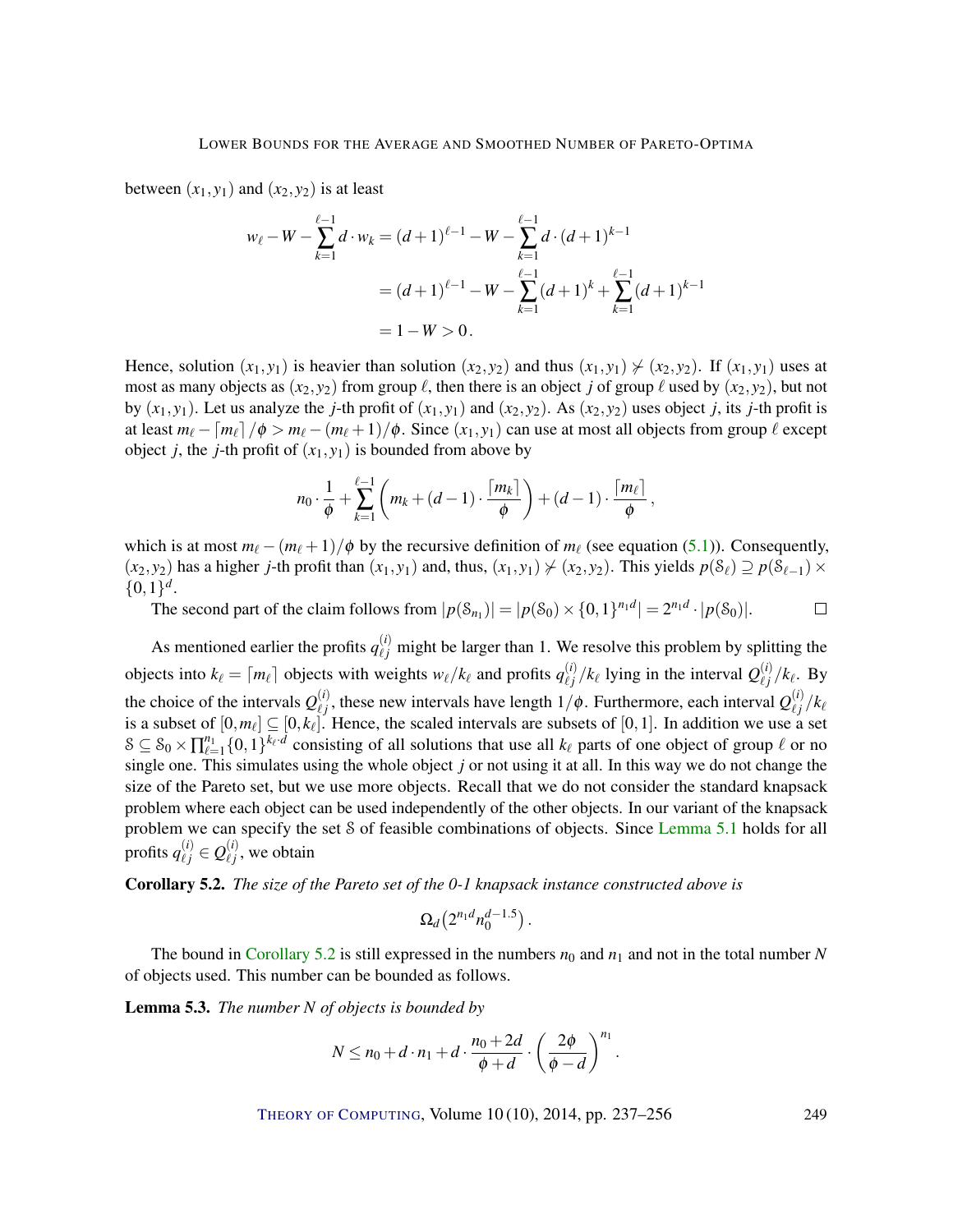between $(x_1, y_1)$ and $(x_2, y_2)$ is at least

$$
\begin{aligned}
w_\ell - W - \sum_{k=1}^{\ell-1} d \cdot w_k &= (d+1)^{\ell-1} - W - \sum_{k=1}^{\ell-1} d \cdot (d+1)^{k-1} \\
&= (d+1)^{\ell-1} - W - \sum_{k=1}^{\ell-1} (d+1)^k + \sum_{k=1}^{\ell-1} (d+1)^{k-1} \\
&= 1 - W > 0 .
\end{aligned}
$$

Hence, solution $(x_1, y_1)$ is heavier than solution $(x_2, y_2)$ and thus $(x_1, y_1) \not\succ (x_2, y_2)$. If $(x_1, y_1)$ uses at most as many objects as $(x_2, y_2)$ from group $\ell$, then there is an object $j$ of group $\ell$ used by $(x_2, y_2)$, but not by $(x_1, y_1)$. Let us analyze the $j$-th profit of $(x_1, y_1)$ and $(x_2, y_2)$. As $(x_2, y_2)$ uses object $j$, its $j$-th profit is at least $m_\ell - \lceil m_\ell \rceil / \phi > m_\ell - (m_\ell + 1)/\phi$. Since $(x_1, y_1)$ can use at most all objects from group $\ell$ except object $j$, the $j$-th profit of $(x_1, y_1)$ is bounded from above by

$$
n_0 \cdot \frac{1}{\phi} + \sum_{k=1}^{\ell-1} \left( m_k + (d-1) \cdot \frac{\lceil m_k \rceil}{\phi} \right) + (d-1) \cdot \frac{\lceil m_\ell \rceil}{\phi} ,
$$

which is at most $m_\ell - (m_\ell + 1)/\phi$ by the recursive definition of $m_\ell$ (see equation (5.1)). Consequently, $(x_2, y_2)$ has a higher $j$-th profit than $(x_1, y_1)$ and, thus, $(x_1, y_1) \not\succ (x_2, y_2)$. This yields $p(\mathcal{S}_\ell) \supseteq p(\mathcal{S}_{\ell-1}) \times \{0,1\}^d$.

The second part of the claim follows from $|p(\mathcal{S}_{n_1})| = |p(\mathcal{S}_0) \times \{0,1\}^{n_1 d}| = 2^{n_1 d} \cdot |p(\mathcal{S}_0)|$. □

As mentioned earlier the profits $q_{\ell j}^{(i)}$ might be larger than 1. We resolve this problem by splitting the objects into $k_\ell = \lceil m_\ell \rceil$ objects with weights $w_\ell / k_\ell$ and profits $q_{\ell j}^{(i)} / k_\ell$ lying in the interval $Q_{\ell j}^{(i)} / k_\ell$. By the choice of the intervals $Q_{\ell j}^{(i)}$, these new intervals have length $1/\phi$. Furthermore, each interval $Q_{\ell j}^{(i)} / k_\ell$ is a subset of $[0, m_\ell] \subseteq [0, k_\ell]$. Hence, the scaled intervals are subsets of $[0,1]$. In addition we use a set $\mathcal{S} \subseteq \mathcal{S}_0 \times \prod_{\ell=1}^{n_1} \{0,1\}^{k_\ell \cdot d}$ consisting of all solutions that use all $k_\ell$ parts of one object of group $\ell$ or no single one. This simulates using the whole object $j$ or not using it at all. In this way we do not change the size of the Pareto set, but we use more objects. Recall that we do not consider the standard knapsack problem where each object can be used independently of the other objects. In our variant of the knapsack problem we can specify the set $\mathcal{S}$ of feasible combinations of objects. Since Lemma 5.1 holds for all profits $q_{\ell j}^{(i)} \in Q_{\ell j}^{(i)}$, we obtain

**Corollary 5.2.** *The size of the Pareto set of the 0-1 knapsack instance constructed above is*

$$
\Omega_d\left(2^{n_1 d} n_0^{d-1.5}\right).
$$

The bound in Corollary 5.2 is still expressed in the numbers $n_0$ and $n_1$ and not in the total number $N$ of objects used. This number can be bounded as follows.

**Lemma 5.3.** *The number $N$ of objects is bounded by*

$$
N \le n_0 + d \cdot n_1 + d \cdot \frac{n_0 + 2d}{\phi + d} \cdot \left( \frac{2\phi}{\phi - d} \right)^{n_1} .
$$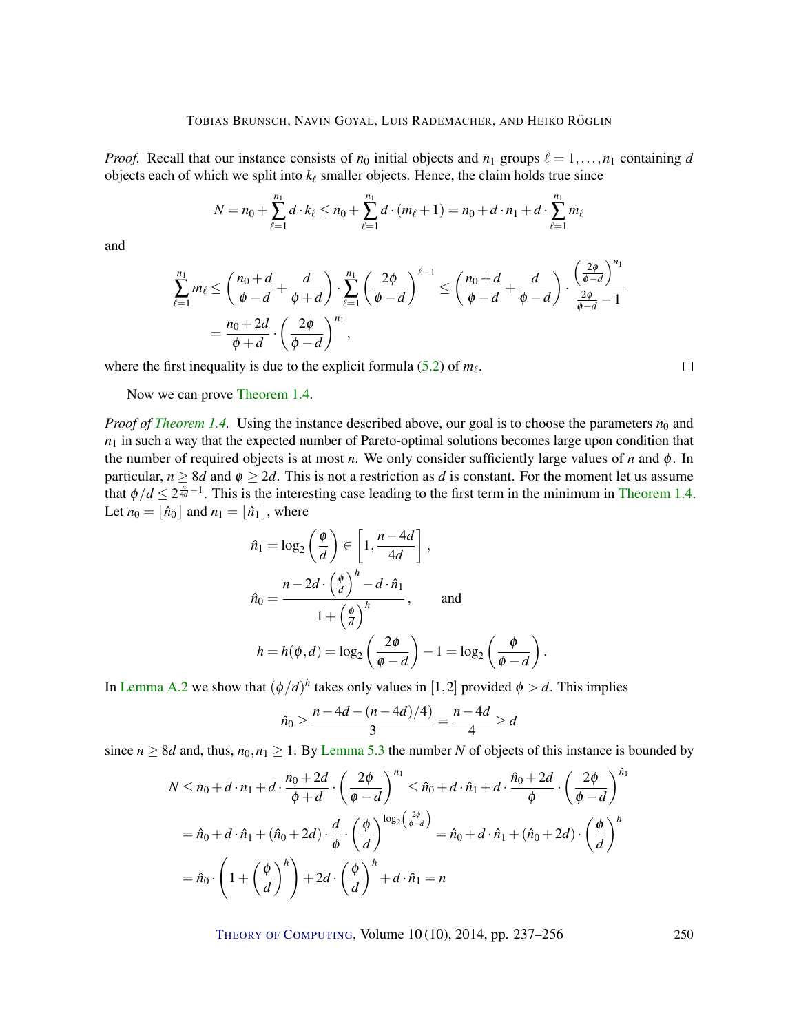*Proof.* Recall that our instance consists of $n_0$ initial objects and $n_1$ groups $\ell = 1, \dots, n_1$ containing $d$ objects each of which we split into $k_\ell$ smaller objects. Hence, the claim holds true since

$$N = n_0 + \sum_{\ell=1}^{n_1} d \cdot k_\ell \leq n_0 + \sum_{\ell=1}^{n_1} d \cdot (m_\ell + 1) = n_0 + d \cdot n_1 + d \cdot \sum_{\ell=1}^{n_1} m_\ell$$

and

$$\sum_{\ell=1}^{n_1} m_\ell \leq \left( \frac{n_0 + d}{\phi - d} + \frac{d}{\phi + d} \right) \cdot \sum_{\ell=1}^{n_1} \left( \frac{2\phi}{\phi - d} \right)^{\ell - 1} \leq \left( \frac{n_0 + d}{\phi - d} + \frac{d}{\phi - d} \right) \cdot \frac{\left( \frac{2\phi}{\phi - d} \right)^{n_1}}{\frac{2\phi}{\phi - d} - 1}$$
$$= \frac{n_0 + 2d}{\phi + d} \cdot \left( \frac{2\phi}{\phi - d} \right)^{n_1},$$

where the first inequality is due to the explicit formula (5.2) of $m_\ell$. $\square$

Now we can prove Theorem 1.4.

*Proof of Theorem 1.4.* Using the instance described above, our goal is to choose the parameters $n_0$ and $n_1$ in such a way that the expected number of Pareto-optimal solutions becomes large upon condition that the number of required objects is at most $n$. We only consider sufficiently large values of $n$ and $\phi$. In particular, $n \geq 8d$ and $\phi \geq 2d$. This is not a restriction as $d$ is constant. For the moment let us assume that $\phi/d \leq 2^{\frac{n}{4d} - 1}$. This is the interesting case leading to the first term in the minimum in Theorem 1.4. Let $n_0 = \lfloor \hat{n}_0 \rfloor$ and $n_1 = \lfloor \hat{n}_1 \rfloor$, where

$$\hat{n}_1 = \log_2\left( \frac{\phi}{d} \right) \in \left[ 1, \frac{n - 4d}{4d} \right],$$

$$\hat{n}_0 = \frac{n - 2d \cdot \left( \frac{\phi}{d} \right)^h - d \cdot \hat{n}_1}{1 + \left( \frac{\phi}{d} \right)^h}, \qquad \text{and}$$

$$h = h(\phi, d) = \log_2\left( \frac{2\phi}{\phi - d} \right) - 1 = \log_2\left( \frac{\phi}{\phi - d} \right).$$

In Lemma A.2 we show that $(\phi/d)^h$ takes only values in $[1, 2]$ provided $\phi > d$. This implies

$$\hat{n}_0 \geq \frac{n - 4d - (n - 4d)/4)}{3} = \frac{n - 4d}{4} \geq d$$

since $n \geq 8d$ and, thus, $n_0, n_1 \geq 1$. By Lemma 5.3 the number $N$ of objects of this instance is bounded by

$$N \leq n_0 + d \cdot n_1 + d \cdot \frac{n_0 + 2d}{\phi + d} \cdot \left( \frac{2\phi}{\phi - d} \right)^{n_1} \leq \hat{n}_0 + d \cdot \hat{n}_1 + d \cdot \frac{\hat{n}_0 + 2d}{\phi} \cdot \left( \frac{2\phi}{\phi - d} \right)^{\hat{n}_1}$$
$$= \hat{n}_0 + d \cdot \hat{n}_1 + (\hat{n}_0 + 2d) \cdot \frac{d}{\phi} \cdot \left( \frac{\phi}{d} \right)^{\log_2\left( \frac{2\phi}{\phi - d} \right)} = \hat{n}_0 + d \cdot \hat{n}_1 + (\hat{n}_0 + 2d) \cdot \left( \frac{\phi}{d} \right)^h$$
$$= \hat{n}_0 \cdot \left( 1 + \left( \frac{\phi}{d} \right)^h \right) + 2d \cdot \left( \frac{\phi}{d} \right)^h + d \cdot \hat{n}_1 = n$$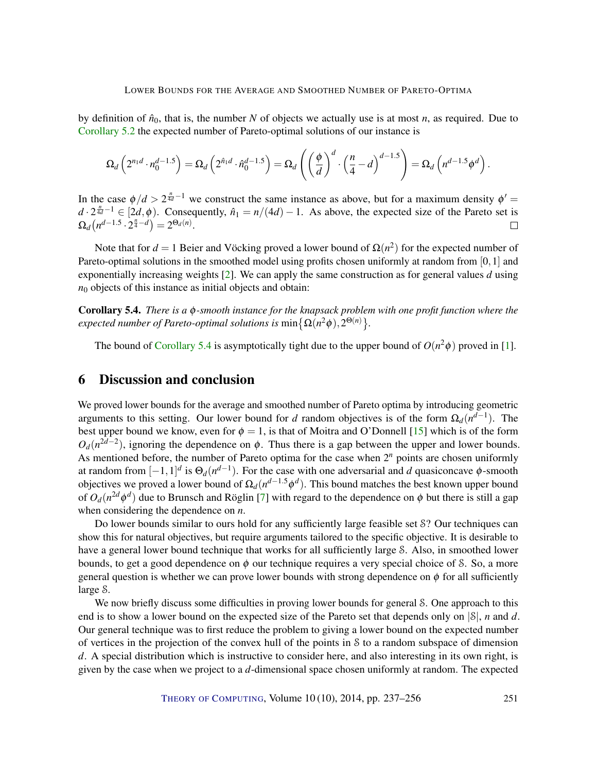by definition of $\hat{n}_0$, that is, the number $N$ of objects we actually use is at most $n$, as required. Due to Corollary 5.2 the expected number of Pareto-optimal solutions of our instance is

$$\Omega_d\left(2^{n_1 d} \cdot n_0^{d-1.5}\right) = \Omega_d\left(2^{\hat{n}_1 d} \cdot \hat{n}_0^{d-1.5}\right) = \Omega_d\left(\left(\frac{\phi}{d}\right)^d \cdot \left(\frac{n}{4} - d\right)^{d-1.5}\right) = \Omega_d\left(n^{d-1.5}\phi^d\right).$$

In the case $\phi/d > 2^{\frac{n}{4d}-1}$ we construct the same instance as above, but for a maximum density $\phi' = d \cdot 2^{\frac{n}{4d}-1} \in [2d, \phi)$. Consequently, $\hat{n}_1 = n/(4d) - 1$. As above, the expected size of the Pareto set is $\Omega_d\left(n^{d-1.5} \cdot 2^{\frac{n}{4}-d}\right) = 2^{\Theta_d(n)}$. □

Note that for $d = 1$ Beier and Vöcking proved a lower bound of $\Omega(n^2)$ for the expected number of Pareto-optimal solutions in the smoothed model using profits chosen uniformly at random from $[0, 1]$ and exponentially increasing weights [2]. We can apply the same construction as for general values $d$ using $n_0$ objects of this instance as initial objects and obtain:

**Corollary 5.4.** *There is a $\phi$-smooth instance for the knapsack problem with one profit function where the expected number of Pareto-optimal solutions is* $\min\{\Omega(n^2\phi), 2^{\Theta(n)}\}$.

The bound of Corollary 5.4 is asymptotically tight due to the upper bound of $O(n^2\phi)$ proved in [1].

## 6 Discussion and conclusion

We proved lower bounds for the average and smoothed number of Pareto optima by introducing geometric arguments to this setting. Our lower bound for $d$ random objectives is of the form $\Omega_d(n^{d-1})$. The best upper bound we know, even for $\phi = 1$, is that of Moitra and O'Donnell [15] which is of the form $O_d(n^{2d-2})$, ignoring the dependence on $\phi$. Thus there is a gap between the upper and lower bounds. As mentioned before, the number of Pareto optima for the case when $2^n$ points are chosen uniformly at random from $[-1, 1]^d$ is $\Theta_d(n^{d-1})$. For the case with one adversarial and $d$ quasiconcave $\phi$-smooth objectives we proved a lower bound of $\Omega_d(n^{d-1.5}\phi^d)$. This bound matches the best known upper bound of $O_d(n^{2d}\phi^d)$ due to Brunsch and Röglin [7] with regard to the dependence on $\phi$ but there is still a gap when considering the dependence on $n$.

Do lower bounds similar to ours hold for any sufficiently large feasible set $\mathcal{S}$? Our techniques can show this for natural objectives, but require arguments tailored to the specific objective. It is desirable to have a general lower bound technique that works for all sufficiently large $\mathcal{S}$. Also, in smoothed lower bounds, to get a good dependence on $\phi$ our technique requires a very special choice of $\mathcal{S}$. So, a more general question is whether we can prove lower bounds with strong dependence on $\phi$ for all sufficiently large $\mathcal{S}$.

We now briefly discuss some difficulties in proving lower bounds for general $\mathcal{S}$. One approach to this end is to show a lower bound on the expected size of the Pareto set that depends only on $|\mathcal{S}|$, $n$ and $d$. Our general technique was to first reduce the problem to giving a lower bound on the expected number of vertices in the projection of the convex hull of the points in $\mathcal{S}$ to a random subspace of dimension $d$. A special distribution which is instructive to consider here, and also interesting in its own right, is given by the case when we project to a $d$-dimensional space chosen uniformly at random. The expected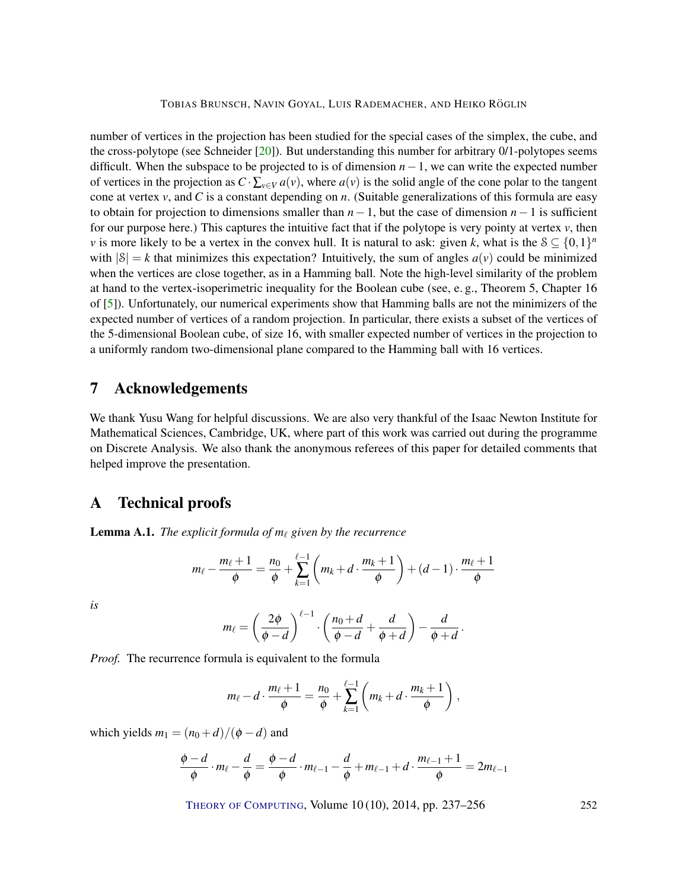number of vertices in the projection has been studied for the special cases of the simplex, the cube, and the cross-polytope (see Schneider [20]). But understanding this number for arbitrary 0/1-polytopes seems difficult. When the subspace to be projected to is of dimension $n-1$, we can write the expected number of vertices in the projection as $C \cdot \sum_{v \in V} a(v)$, where $a(v)$ is the solid angle of the cone polar to the tangent cone at vertex $v$, and $C$ is a constant depending on $n$. (Suitable generalizations of this formula are easy to obtain for projection to dimensions smaller than $n-1$, but the case of dimension $n-1$ is sufficient for our purpose here.) This captures the intuitive fact that if the polytope is very pointy at vertex $v$, then $v$ is more likely to be a vertex in the convex hull. It is natural to ask: given $k$, what is the $\mathcal{S} \subseteq \{0,1\}^n$ with $|\mathcal{S}| = k$ that minimizes this expectation? Intuitively, the sum of angles $a(v)$ could be minimized when the vertices are close together, as in a Hamming ball. Note the high-level similarity of the problem at hand to the vertex-isoperimetric inequality for the Boolean cube (see, e. g., Theorem 5, Chapter 16 of [5]). Unfortunately, our numerical experiments show that Hamming balls are not the minimizers of the expected number of vertices of a random projection. In particular, there exists a subset of the vertices of the 5-dimensional Boolean cube, of size 16, with smaller expected number of vertices in the projection to a uniformly random two-dimensional plane compared to the Hamming ball with 16 vertices.

## 7 Acknowledgements

We thank Yusu Wang for helpful discussions. We are also very thankful of the Isaac Newton Institute for Mathematical Sciences, Cambridge, UK, where part of this work was carried out during the programme on Discrete Analysis. We also thank the anonymous referees of this paper for detailed comments that helped improve the presentation.

## A Technical proofs

**Lemma A.1.** *The explicit formula of $m_\ell$ given by the recurrence*

$$m_\ell - \frac{m_\ell + 1}{\phi} = \frac{n_0}{\phi} + \sum_{k=1}^{\ell-1} \left( m_k + d \cdot \frac{m_k + 1}{\phi} \right) + (d-1) \cdot \frac{m_\ell + 1}{\phi}$$

*is*

$$m_\ell = \left( \frac{2\phi}{\phi - d} \right)^{\ell-1} \cdot \left( \frac{n_0 + d}{\phi - d} + \frac{d}{\phi + d} \right) - \frac{d}{\phi + d} .$$

*Proof.* The recurrence formula is equivalent to the formula

$$m_\ell - d \cdot \frac{m_\ell + 1}{\phi} = \frac{n_0}{\phi} + \sum_{k=1}^{\ell-1} \left( m_k + d \cdot \frac{m_k + 1}{\phi} \right) ,$$

which yields $m_1 = (n_0 + d)/(\phi - d)$ and

$$\frac{\phi - d}{\phi} \cdot m_\ell - \frac{d}{\phi} = \frac{\phi - d}{\phi} \cdot m_{\ell-1} - \frac{d}{\phi} + m_{\ell-1} + d \cdot \frac{m_{\ell-1} + 1}{\phi} = 2m_{\ell-1}$$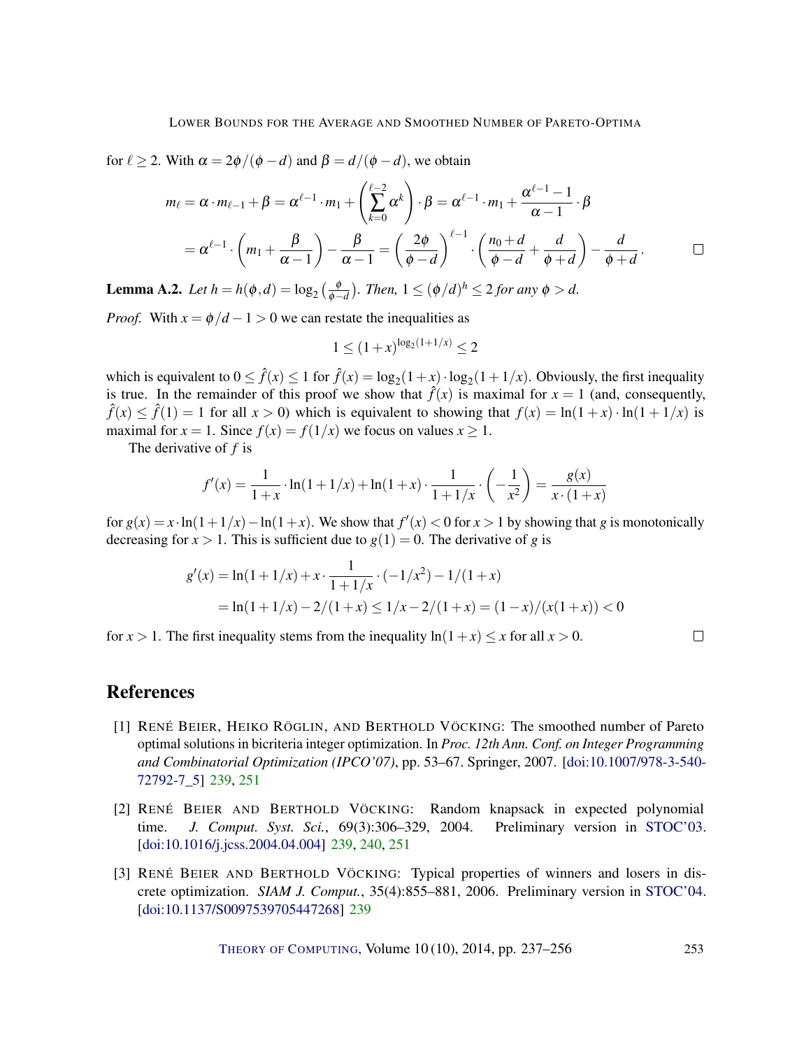for $\ell \geq 2$. With $\alpha = 2\phi/(\phi - d)$ and $\beta = d/(\phi - d)$, we obtain

$$m_\ell = \alpha \cdot m_{\ell-1} + \beta = \alpha^{\ell-1} \cdot m_1 + \left(\sum_{k=0}^{\ell-2} \alpha^k\right) \cdot \beta = \alpha^{\ell-1} \cdot m_1 + \frac{\alpha^{\ell-1} - 1}{\alpha - 1} \cdot \beta$$

$$= \alpha^{\ell-1} \cdot \left(m_1 + \frac{\beta}{\alpha - 1}\right) - \frac{\beta}{\alpha - 1} = \left(\frac{2\phi}{\phi - d}\right)^{\ell-1} \cdot \left(\frac{n_0 + d}{\phi - d} + \frac{d}{\phi + d}\right) - \frac{d}{\phi + d}. \qquad \square$$

**Lemma A.2.** *Let $h = h(\phi, d) = \log_2\left(\frac{\phi}{\phi - d}\right)$. Then, $1 \leq (\phi/d)^h \leq 2$ for any $\phi > d$.*

*Proof.* With $x = \phi/d - 1 > 0$ we can restate the inequalities as

$$1 \leq (1+x)^{\log_2(1+1/x)} \leq 2$$

which is equivalent to $0 \leq \hat{f}(x) \leq 1$ for $\hat{f}(x) = \log_2(1+x) \cdot \log_2(1+1/x)$. Obviously, the first inequality is true. In the remainder of this proof we show that $\hat{f}(x)$ is maximal for $x = 1$ (and, consequently, $\hat{f}(x) \leq \hat{f}(1) = 1$ for all $x > 0$) which is equivalent to showing that $f(x) = \ln(1+x) \cdot \ln(1+1/x)$ is maximal for $x = 1$. Since $f(x) = f(1/x)$ we focus on values $x \geq 1$.

The derivative of $f$ is

$$f'(x) = \frac{1}{1+x} \cdot \ln(1+1/x) + \ln(1+x) \cdot \frac{1}{1+1/x} \cdot \left(-\frac{1}{x^2}\right) = \frac{g(x)}{x \cdot (1+x)}$$

for $g(x) = x \cdot \ln(1+1/x) - \ln(1+x)$. We show that $f'(x) < 0$ for $x > 1$ by showing that $g$ is monotonically decreasing for $x > 1$. This is sufficient due to $g(1) = 0$. The derivative of $g$ is

$$g'(x) = \ln(1+1/x) + x \cdot \frac{1}{1+1/x} \cdot (-1/x^2) - 1/(1+x)$$

$$= \ln(1+1/x) - 2/(1+x) \leq 1/x - 2/(1+x) = (1-x)/(x(1+x)) < 0$$

for $x > 1$. The first inequality stems from the inequality $\ln(1+x) \leq x$ for all $x > 0$. $\square$

## References

[1] René Beier, Heiko Röglin, and Berthold Vöcking: The smoothed number of Pareto optimal solutions in bicriteria integer optimization. In *Proc. 12th Ann. Conf. on Integer Programming and Combinatorial Optimization (IPCO'07)*, pp. 53–67. Springer, 2007. [doi:10.1007/978-3-540-72792-7_5] 239, 251

[2] René Beier and Berthold Vöcking: Random knapsack in expected polynomial time. *J. Comput. Syst. Sci.*, 69(3):306–329, 2004. Preliminary version in STOC'03. [doi:10.1016/j.jcss.2004.04.004] 239, 240, 251

[3] René Beier and Berthold Vöcking: Typical properties of winners and losers in discrete optimization. *SIAM J. Comput.*, 35(4):855–881, 2006. Preliminary version in STOC'04. [doi:10.1137/S0097539705447268] 239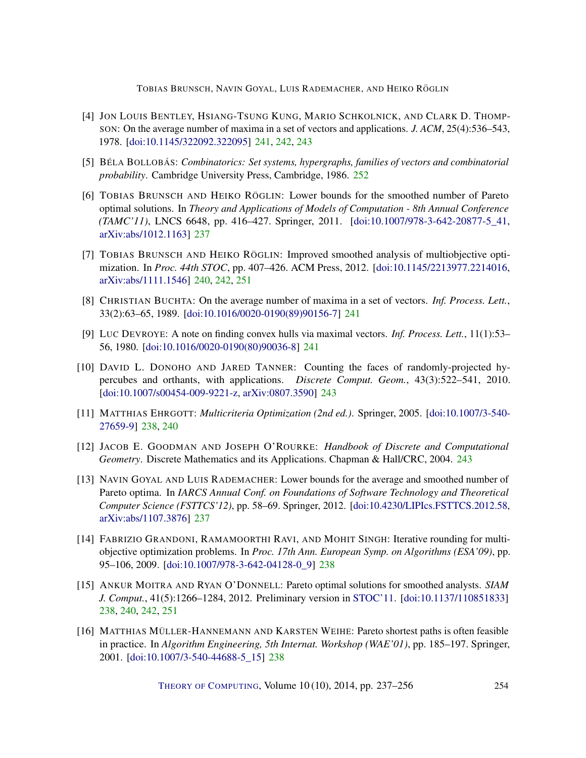[4] JON LOUIS BENTLEY, HSIANG-TSUNG KUNG, MARIO SCHKOLNICK, AND CLARK D. THOMPSON: On the average number of maxima in a set of vectors and applications. *J. ACM*, 25(4):536–543, 1978. [doi:10.1145/322092.322095] 241, 242, 243

[5] BÉLA BOLLOBÁS: *Combinatorics: Set systems, hypergraphs, families of vectors and combinatorial probability*. Cambridge University Press, Cambridge, 1986. 252

[6] TOBIAS BRUNSCH AND HEIKO RÖGLIN: Lower bounds for the smoothed number of Pareto optimal solutions. In *Theory and Applications of Models of Computation - 8th Annual Conference (TAMC'11)*, LNCS 6648, pp. 416–427. Springer, 2011. [doi:10.1007/978-3-642-20877-5_41, arXiv:abs/1012.1163] 237

[7] TOBIAS BRUNSCH AND HEIKO RÖGLIN: Improved smoothed analysis of multiobjective optimization. In *Proc. 44th STOC*, pp. 407–426. ACM Press, 2012. [doi:10.1145/2213977.2214016, arXiv:abs/1111.1546] 240, 242, 251

[8] CHRISTIAN BUCHTA: On the average number of maxima in a set of vectors. *Inf. Process. Lett.*, 33(2):63–65, 1989. [doi:10.1016/0020-0190(89)90156-7] 241

[9] LUC DEVROYE: A note on finding convex hulls via maximal vectors. *Inf. Process. Lett.*, 11(1):53–56, 1980. [doi:10.1016/0020-0190(80)90036-8] 241

[10] DAVID L. DONOHO AND JARED TANNER: Counting the faces of randomly-projected hypercubes and orthants, with applications. *Discrete Comput. Geom.*, 43(3):522–541, 2010. [doi:10.1007/s00454-009-9221-z, arXiv:0807.3590] 243

[11] MATTHIAS EHRGOTT: *Multicriteria Optimization (2nd ed.)*. Springer, 2005. [doi:10.1007/3-540-27659-9] 238, 240

[12] JACOB E. GOODMAN AND JOSEPH O'ROURKE: *Handbook of Discrete and Computational Geometry*. Discrete Mathematics and its Applications. Chapman & Hall/CRC, 2004. 243

[13] NAVIN GOYAL AND LUIS RADEMACHER: Lower bounds for the average and smoothed number of Pareto optima. In *IARCS Annual Conf. on Foundations of Software Technology and Theoretical Computer Science (FSTTCS'12)*, pp. 58–69. Springer, 2012. [doi:10.4230/LIPIcs.FSTTCS.2012.58, arXiv:abs/1107.3876] 237

[14] FABRIZIO GRANDONI, RAMAMOORTHI RAVI, AND MOHIT SINGH: Iterative rounding for multi-objective optimization problems. In *Proc. 17th Ann. European Symp. on Algorithms (ESA'09)*, pp. 95–106, 2009. [doi:10.1007/978-3-642-04128-0_9] 238

[15] ANKUR MOITRA AND RYAN O'DONNELL: Pareto optimal solutions for smoothed analysts. *SIAM J. Comput.*, 41(5):1266–1284, 2012. Preliminary version in STOC'11. [doi:10.1137/110851833] 238, 240, 242, 251

[16] MATTHIAS MÜLLER-HANNEMANN AND KARSTEN WEIHE: Pareto shortest paths is often feasible in practice. In *Algorithm Engineering, 5th Internat. Workshop (WAE'01)*, pp. 185–197. Springer, 2001. [doi:10.1007/3-540-44688-5_15] 238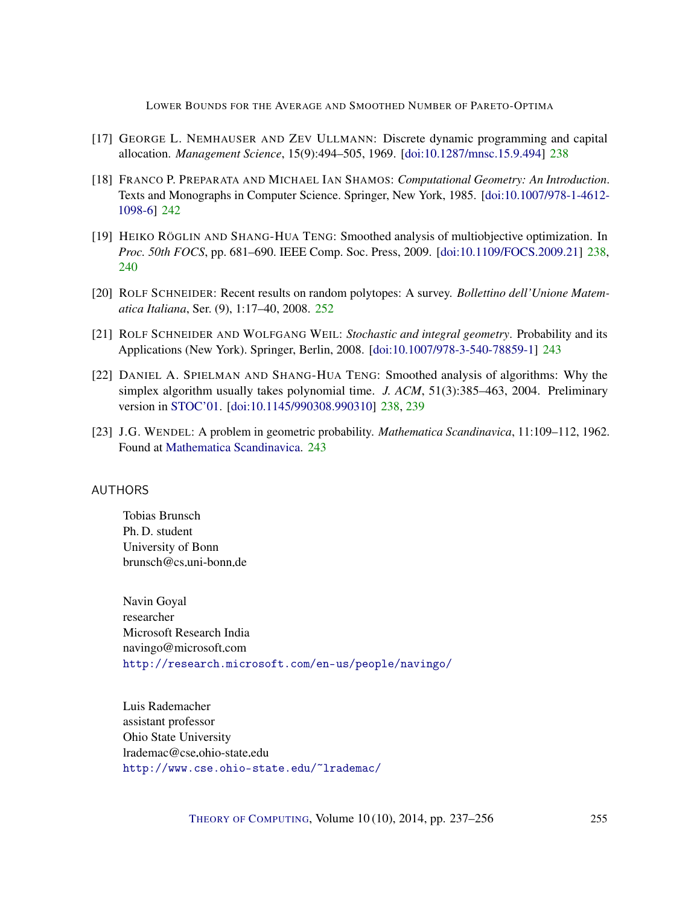[17] George L. Nemhauser and Zev Ullmann: Discrete dynamic programming and capital allocation. *Management Science*, 15(9):494–505, 1969. [doi:10.1287/mnsc.15.9.494] 238

[18] Franco P. Preparata and Michael Ian Shamos: *Computational Geometry: An Introduction*. Texts and Monographs in Computer Science. Springer, New York, 1985. [doi:10.1007/978-1-4612-1098-6] 242

[19] Heiko Röglin and Shang-Hua Teng: Smoothed analysis of multiobjective optimization. In *Proc. 50th FOCS*, pp. 681–690. IEEE Comp. Soc. Press, 2009. [doi:10.1109/FOCS.2009.21] 238, 240

[20] Rolf Schneider: Recent results on random polytopes: A survey. *Bollettino dell'Unione Matematica Italiana*, Ser. (9), 1:17–40, 2008. 252

[21] Rolf Schneider and Wolfgang Weil: *Stochastic and integral geometry*. Probability and its Applications (New York). Springer, Berlin, 2008. [doi:10.1007/978-3-540-78859-1] 243

[22] Daniel A. Spielman and Shang-Hua Teng: Smoothed analysis of algorithms: Why the simplex algorithm usually takes polynomial time. *J. ACM*, 51(3):385–463, 2004. Preliminary version in STOC'01. [doi:10.1145/990308.990310] 238, 239

[23] J.G. Wendel: A problem in geometric probability. *Mathematica Scandinavica*, 11:109–112, 1962. Found at Mathematica Scandinavica. 243

## AUTHORS

Tobias Brunsch
Ph. D. student
University of Bonn
brunsch@cs.uni-bonn.de

Navin Goyal
researcher
Microsoft Research India
navingo@microsoft.com
http://research.microsoft.com/en-us/people/navingo/

Luis Rademacher
assistant professor
Ohio State University
lrademac@cse.ohio-state.edu
http://www.cse.ohio-state.edu/~lrademac/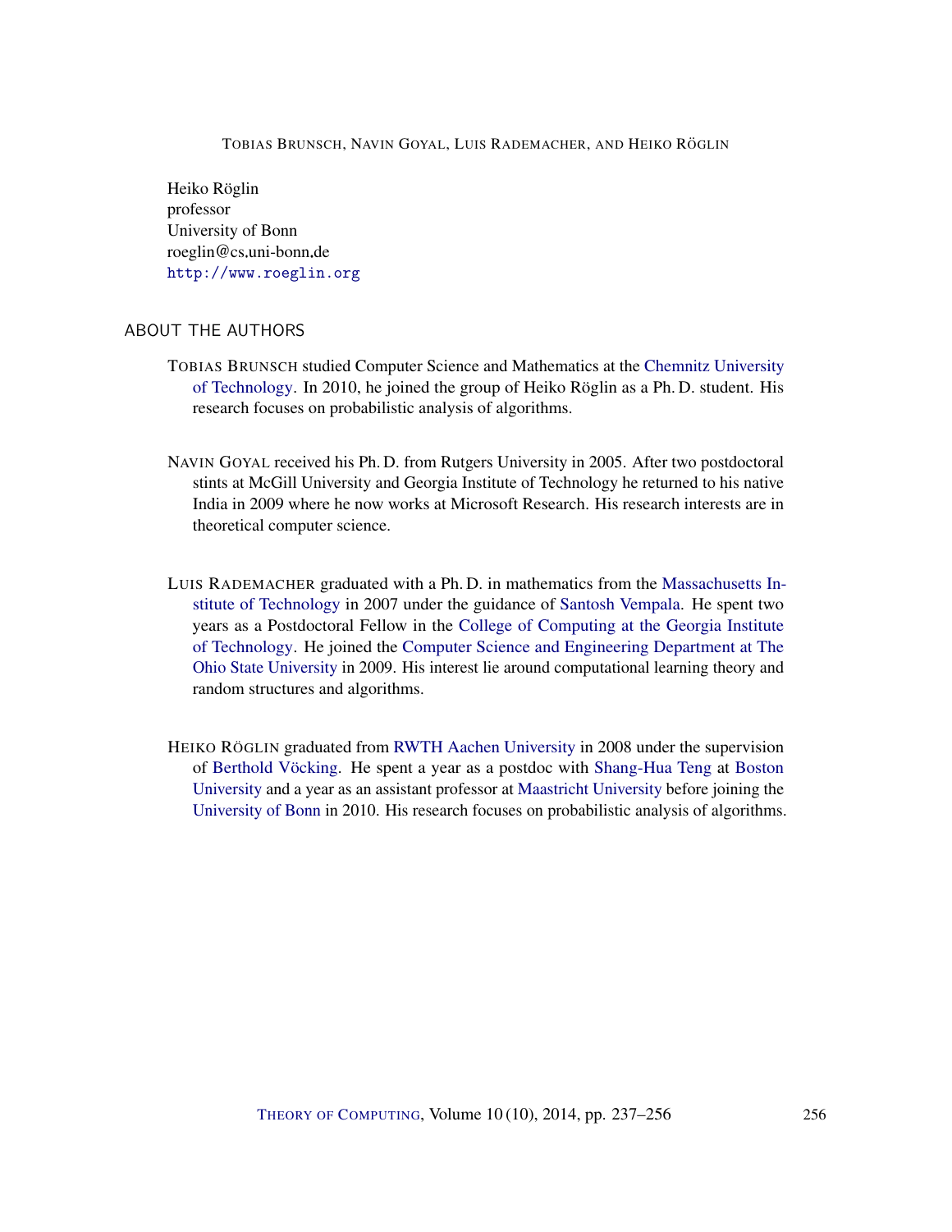Heiko Röglin
professor
University of Bonn
roeglin@cs.uni-bonn.de
http://www.roeglin.org

## ABOUT THE AUTHORS

TOBIAS BRUNSCH studied Computer Science and Mathematics at the Chemnitz University of Technology. In 2010, he joined the group of Heiko Röglin as a Ph. D. student. His research focuses on probabilistic analysis of algorithms.

NAVIN GOYAL received his Ph. D. from Rutgers University in 2005. After two postdoctoral stints at McGill University and Georgia Institute of Technology he returned to his native India in 2009 where he now works at Microsoft Research. His research interests are in theoretical computer science.

LUIS RADEMACHER graduated with a Ph. D. in mathematics from the Massachusetts Institute of Technology in 2007 under the guidance of Santosh Vempala. He spent two years as a Postdoctoral Fellow in the College of Computing at the Georgia Institute of Technology. He joined the Computer Science and Engineering Department at The Ohio State University in 2009. His interest lie around computational learning theory and random structures and algorithms.

HEIKO RÖGLIN graduated from RWTH Aachen University in 2008 under the supervision of Berthold Vöcking. He spent a year as a postdoc with Shang-Hua Teng at Boston University and a year as an assistant professor at Maastricht University before joining the University of Bonn in 2010. His research focuses on probabilistic analysis of algorithms.